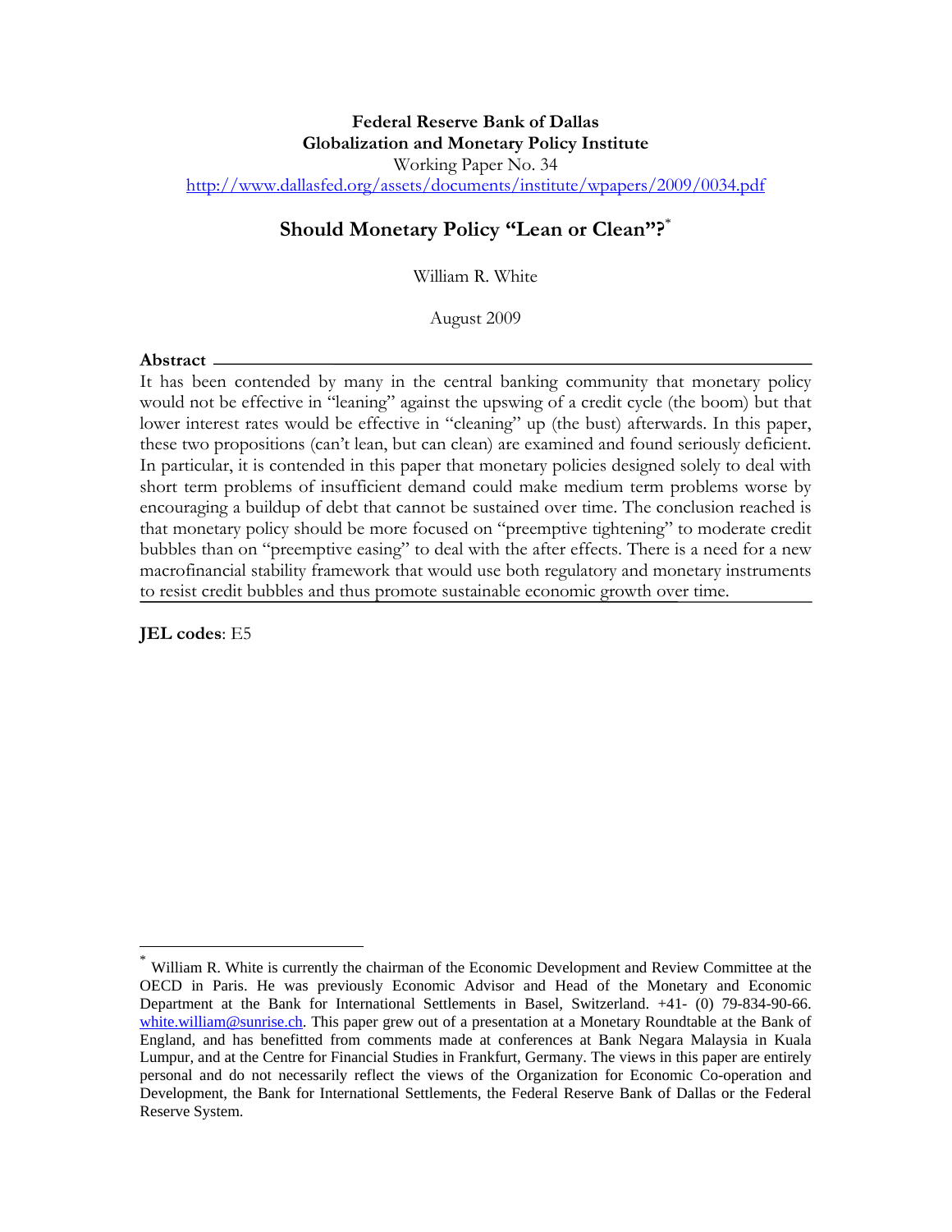**Federal Reserve Bank of Dallas**
**Globalization and Monetary Policy Institute**
Working Paper No. 34
http://www.dallasfed.org/assets/documents/institute/wpapers/2009/0034.pdf

# Should Monetary Policy "Lean or Clean"?*

William R. White

August 2009

**Abstract**

It has been contended by many in the central banking community that monetary policy would not be effective in "leaning" against the upswing of a credit cycle (the boom) but that lower interest rates would be effective in "cleaning" up (the bust) afterwards. In this paper, these two propositions (can't lean, but can clean) are examined and found seriously deficient. In particular, it is contended in this paper that monetary policies designed solely to deal with short term problems of insufficient demand could make medium term problems worse by encouraging a buildup of debt that cannot be sustained over time. The conclusion reached is that monetary policy should be more focused on "preemptive tightening" to moderate credit bubbles than on "preemptive easing" to deal with the after effects. There is a need for a new macrofinancial stability framework that would use both regulatory and monetary instruments to resist credit bubbles and thus promote sustainable economic growth over time.

**JEL codes**: E5

---

* William R. White is currently the chairman of the Economic Development and Review Committee at the OECD in Paris. He was previously Economic Advisor and Head of the Monetary and Economic Department at the Bank for International Settlements in Basel, Switzerland. +41- (0) 79-834-90-66. white.william@sunrise.ch. This paper grew out of a presentation at a Monetary Roundtable at the Bank of England, and has benefitted from comments made at conferences at Bank Negara Malaysia in Kuala Lumpur, and at the Centre for Financial Studies in Frankfurt, Germany. The views in this paper are entirely personal and do not necessarily reflect the views of the Organization for Economic Co-operation and Development, the Bank for International Settlements, the Federal Reserve Bank of Dallas or the Federal Reserve System.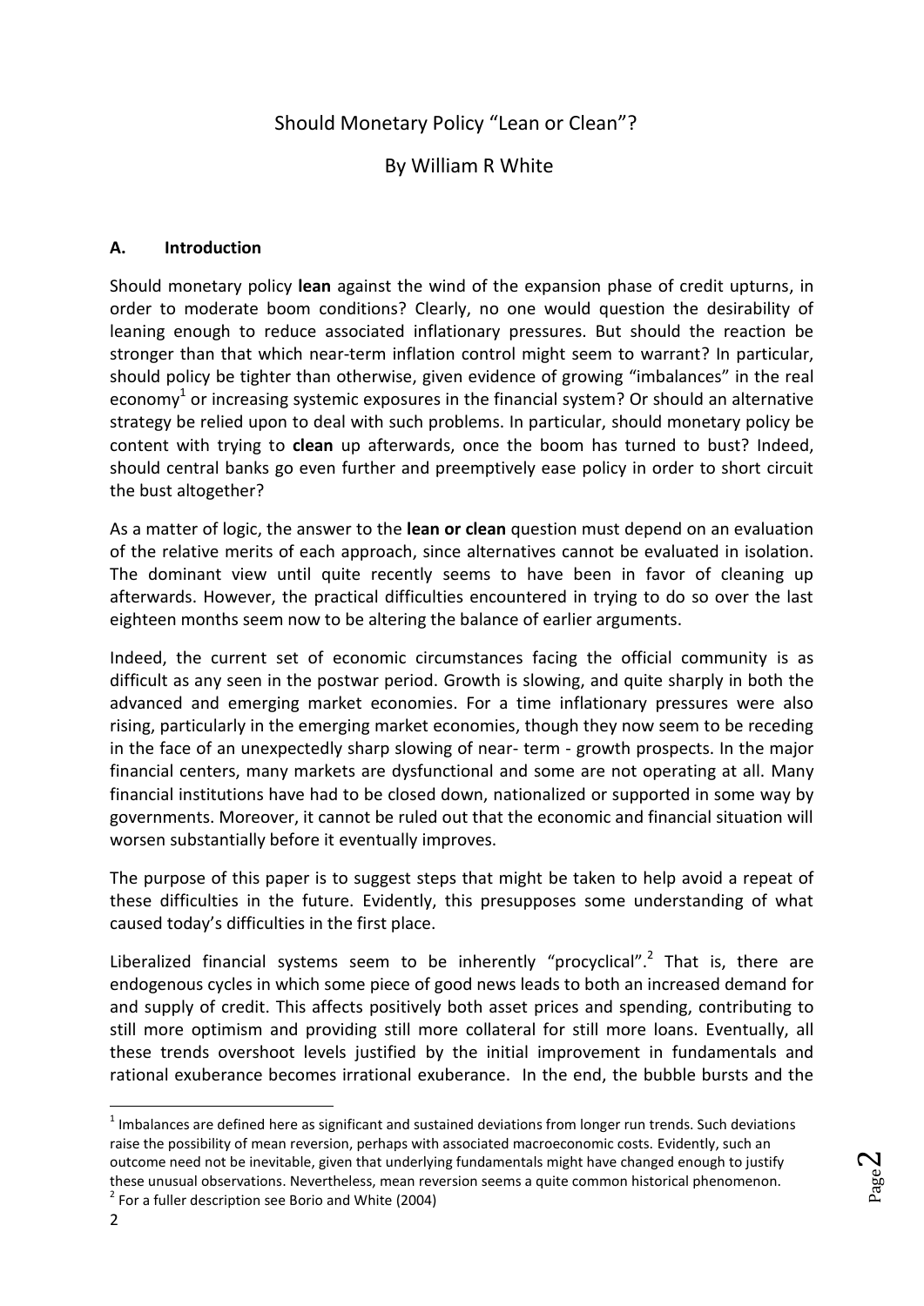# Should Monetary Policy "Lean or Clean"?

## By William R White

### A. Introduction

Should monetary policy **lean** against the wind of the expansion phase of credit upturns, in order to moderate boom conditions? Clearly, no one would question the desirability of leaning enough to reduce associated inflationary pressures. But should the reaction be stronger than that which near-term inflation control might seem to warrant? In particular, should policy be tighter than otherwise, given evidence of growing "imbalances" in the real economy[1] or increasing systemic exposures in the financial system? Or should an alternative strategy be relied upon to deal with such problems. In particular, should monetary policy be content with trying to **clean** up afterwards, once the boom has turned to bust? Indeed, should central banks go even further and preemptively ease policy in order to short circuit the bust altogether?

As a matter of logic, the answer to the **lean or clean** question must depend on an evaluation of the relative merits of each approach, since alternatives cannot be evaluated in isolation. The dominant view until quite recently seems to have been in favor of cleaning up afterwards. However, the practical difficulties encountered in trying to do so over the last eighteen months seem now to be altering the balance of earlier arguments.

Indeed, the current set of economic circumstances facing the official community is as difficult as any seen in the postwar period. Growth is slowing, and quite sharply in both the advanced and emerging market economies. For a time inflationary pressures were also rising, particularly in the emerging market economies, though they now seem to be receding in the face of an unexpectedly sharp slowing of near- term - growth prospects. In the major financial centers, many markets are dysfunctional and some are not operating at all. Many financial institutions have had to be closed down, nationalized or supported in some way by governments. Moreover, it cannot be ruled out that the economic and financial situation will worsen substantially before it eventually improves.

The purpose of this paper is to suggest steps that might be taken to help avoid a repeat of these difficulties in the future. Evidently, this presupposes some understanding of what caused today's difficulties in the first place.

Liberalized financial systems seem to be inherently "procyclical".[2] That is, there are endogenous cycles in which some piece of good news leads to both an increased demand for and supply of credit. This affects positively both asset prices and spending, contributing to still more optimism and providing still more collateral for still more loans. Eventually, all these trends overshoot levels justified by the initial improvement in fundamentals and rational exuberance becomes irrational exuberance. In the end, the bubble bursts and the

---

[1] Imbalances are defined here as significant and sustained deviations from longer run trends. Such deviations raise the possibility of mean reversion, perhaps with associated macroeconomic costs. Evidently, such an outcome need not be inevitable, given that underlying fundamentals might have changed enough to justify these unusual observations. Nevertheless, mean reversion seems a quite common historical phenomenon.

[2] For a fuller description see Borio and White (2004)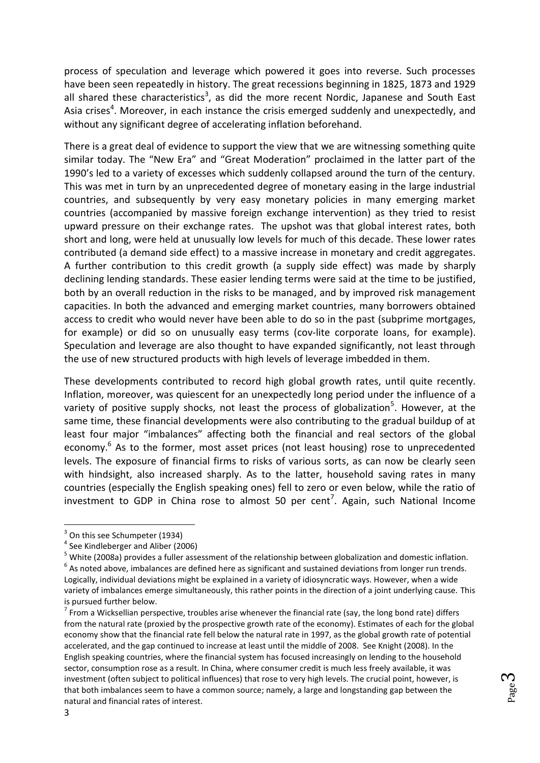process of speculation and leverage which powered it goes into reverse. Such processes have been seen repeatedly in history. The great recessions beginning in 1825, 1873 and 1929 all shared these characteristics[3], as did the more recent Nordic, Japanese and South East Asia crises[4]. Moreover, in each instance the crisis emerged suddenly and unexpectedly, and without any significant degree of accelerating inflation beforehand.

There is a great deal of evidence to support the view that we are witnessing something quite similar today. The "New Era" and "Great Moderation" proclaimed in the latter part of the 1990's led to a variety of excesses which suddenly collapsed around the turn of the century. This was met in turn by an unprecedented degree of monetary easing in the large industrial countries, and subsequently by very easy monetary policies in many emerging market countries (accompanied by massive foreign exchange intervention) as they tried to resist upward pressure on their exchange rates. The upshot was that global interest rates, both short and long, were held at unusually low levels for much of this decade. These lower rates contributed (a demand side effect) to a massive increase in monetary and credit aggregates. A further contribution to this credit growth (a supply side effect) was made by sharply declining lending standards. These easier lending terms were said at the time to be justified, both by an overall reduction in the risks to be managed, and by improved risk management capacities. In both the advanced and emerging market countries, many borrowers obtained access to credit who would never have been able to do so in the past (subprime mortgages, for example) or did so on unusually easy terms (cov-lite corporate loans, for example). Speculation and leverage are also thought to have expanded significantly, not least through the use of new structured products with high levels of leverage imbedded in them.

These developments contributed to record high global growth rates, until quite recently. Inflation, moreover, was quiescent for an unexpectedly long period under the influence of a variety of positive supply shocks, not least the process of globalization[5]. However, at the same time, these financial developments were also contributing to the gradual buildup of at least four major "imbalances" affecting both the financial and real sectors of the global economy.[6] As to the former, most asset prices (not least housing) rose to unprecedented levels. The exposure of financial firms to risks of various sorts, as can now be clearly seen with hindsight, also increased sharply. As to the latter, household saving rates in many countries (especially the English speaking ones) fell to zero or even below, while the ratio of investment to GDP in China rose to almost 50 per cent[7]. Again, such National Income

---

[3] On this see Schumpeter (1934)

[4] See Kindleberger and Aliber (2006)

[5] White (2008a) provides a fuller assessment of the relationship between globalization and domestic inflation.

[6] As noted above, imbalances are defined here as significant and sustained deviations from longer run trends. Logically, individual deviations might be explained in a variety of idiosyncratic ways. However, when a wide variety of imbalances emerge simultaneously, this rather points in the direction of a joint underlying cause. This is pursued further below.

[7] From a Wicksellian perspective, troubles arise whenever the financial rate (say, the long bond rate) differs from the natural rate (proxied by the prospective growth rate of the economy). Estimates of each for the global economy show that the financial rate fell below the natural rate in 1997, as the global growth rate of potential accelerated, and the gap continued to increase at least until the middle of 2008. See Knight (2008). In the English speaking countries, where the financial system has focused increasingly on lending to the household sector, consumption rose as a result. In China, where consumer credit is much less freely available, it was investment (often subject to political influences) that rose to very high levels. The crucial point, however, is that both imbalances seem to have a common source; namely, a large and longstanding gap between the natural and financial rates of interest.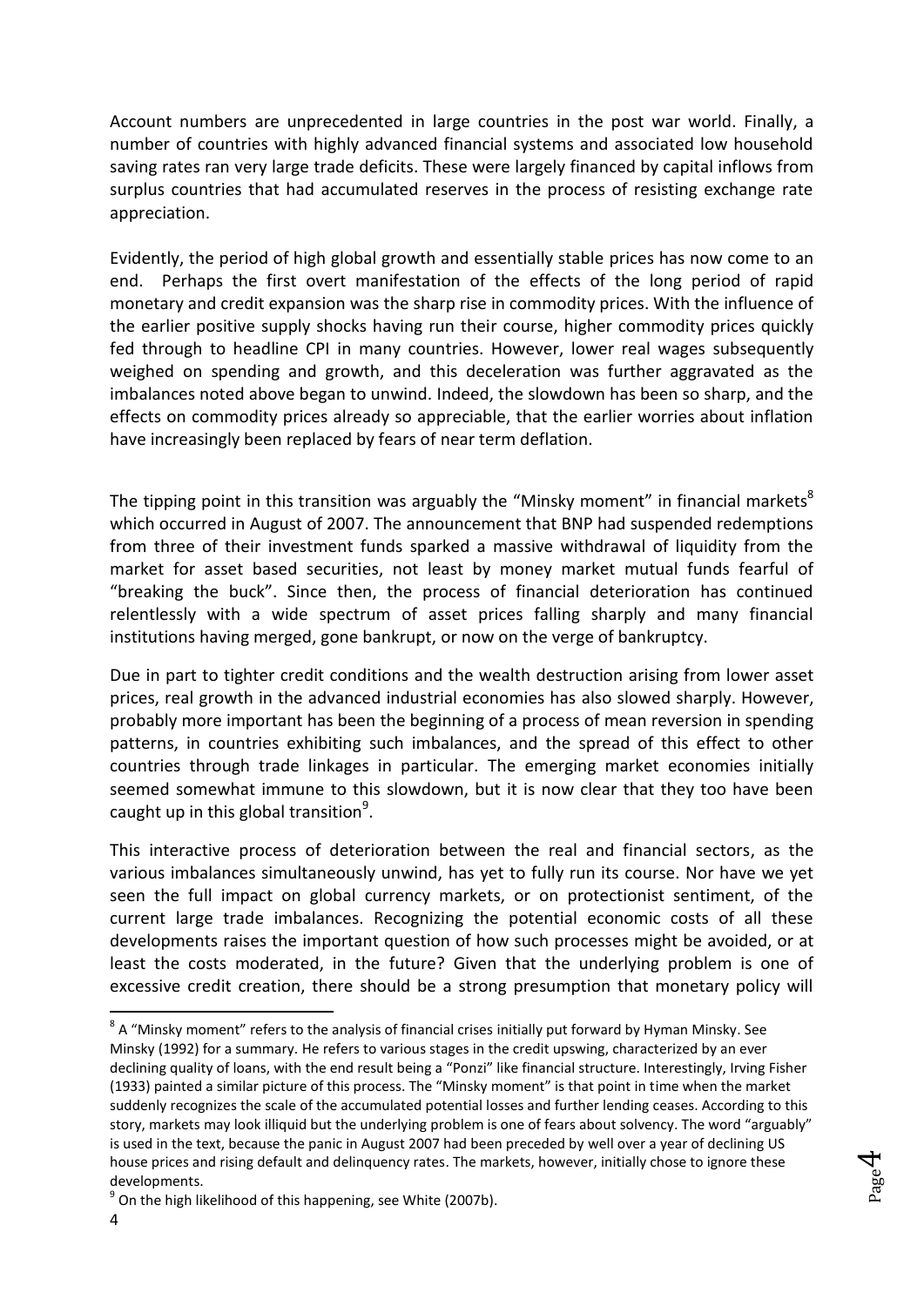Account numbers are unprecedented in large countries in the post war world. Finally, a number of countries with highly advanced financial systems and associated low household saving rates ran very large trade deficits. These were largely financed by capital inflows from surplus countries that had accumulated reserves in the process of resisting exchange rate appreciation.

Evidently, the period of high global growth and essentially stable prices has now come to an end. Perhaps the first overt manifestation of the effects of the long period of rapid monetary and credit expansion was the sharp rise in commodity prices. With the influence of the earlier positive supply shocks having run their course, higher commodity prices quickly fed through to headline CPI in many countries. However, lower real wages subsequently weighed on spending and growth, and this deceleration was further aggravated as the imbalances noted above began to unwind. Indeed, the slowdown has been so sharp, and the effects on commodity prices already so appreciable, that the earlier worries about inflation have increasingly been replaced by fears of near term deflation.

The tipping point in this transition was arguably the "Minsky moment" in financial markets[8] which occurred in August of 2007. The announcement that BNP had suspended redemptions from three of their investment funds sparked a massive withdrawal of liquidity from the market for asset based securities, not least by money market mutual funds fearful of "breaking the buck". Since then, the process of financial deterioration has continued relentlessly with a wide spectrum of asset prices falling sharply and many financial institutions having merged, gone bankrupt, or now on the verge of bankruptcy.

Due in part to tighter credit conditions and the wealth destruction arising from lower asset prices, real growth in the advanced industrial economies has also slowed sharply. However, probably more important has been the beginning of a process of mean reversion in spending patterns, in countries exhibiting such imbalances, and the spread of this effect to other countries through trade linkages in particular. The emerging market economies initially seemed somewhat immune to this slowdown, but it is now clear that they too have been caught up in this global transition[9].

This interactive process of deterioration between the real and financial sectors, as the various imbalances simultaneously unwind, has yet to fully run its course. Nor have we yet seen the full impact on global currency markets, or on protectionist sentiment, of the current large trade imbalances. Recognizing the potential economic costs of all these developments raises the important question of how such processes might be avoided, or at least the costs moderated, in the future? Given that the underlying problem is one of excessive credit creation, there should be a strong presumption that monetary policy will

---

[8] A "Minsky moment" refers to the analysis of financial crises initially put forward by Hyman Minsky. See Minsky (1992) for a summary. He refers to various stages in the credit upswing, characterized by an ever declining quality of loans, with the end result being a "Ponzi" like financial structure. Interestingly, Irving Fisher (1933) painted a similar picture of this process. The "Minsky moment" is that point in time when the market suddenly recognizes the scale of the accumulated potential losses and further lending ceases. According to this story, markets may look illiquid but the underlying problem is one of fears about solvency. The word "arguably" is used in the text, because the panic in August 2007 had been preceded by well over a year of declining US house prices and rising default and delinquency rates. The markets, however, initially chose to ignore these developments.

[9] On the high likelihood of this happening, see White (2007b).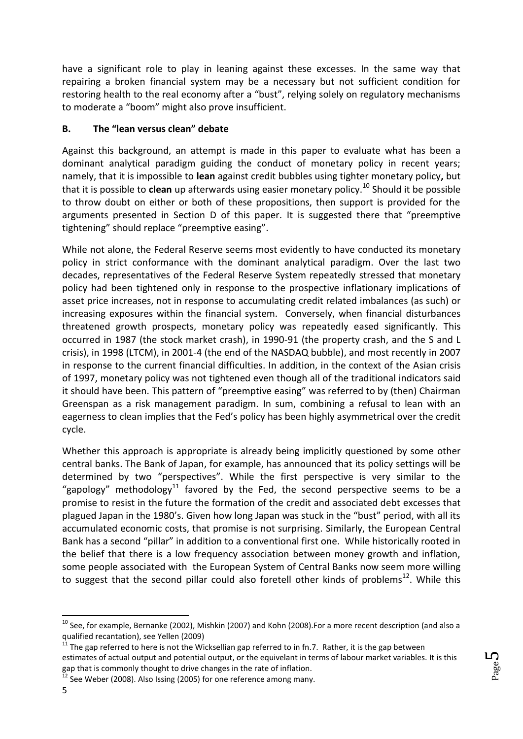have a significant role to play in leaning against these excesses. In the same way that repairing a broken financial system may be a necessary but not sufficient condition for restoring health to the real economy after a "bust", relying solely on regulatory mechanisms to moderate a "boom" might also prove insufficient.

## B. The "lean versus clean" debate

Against this background, an attempt is made in this paper to evaluate what has been a dominant analytical paradigm guiding the conduct of monetary policy in recent years; namely, that it is impossible to **lean** against credit bubbles using tighter monetary policy**,** but that it is possible to **clean** up afterwards using easier monetary policy.[10] Should it be possible to throw doubt on either or both of these propositions, then support is provided for the arguments presented in Section D of this paper. It is suggested there that "preemptive tightening" should replace "preemptive easing".

While not alone, the Federal Reserve seems most evidently to have conducted its monetary policy in strict conformance with the dominant analytical paradigm. Over the last two decades, representatives of the Federal Reserve System repeatedly stressed that monetary policy had been tightened only in response to the prospective inflationary implications of asset price increases, not in response to accumulating credit related imbalances (as such) or increasing exposures within the financial system. Conversely, when financial disturbances threatened growth prospects, monetary policy was repeatedly eased significantly. This occurred in 1987 (the stock market crash), in 1990-91 (the property crash, and the S and L crisis), in 1998 (LTCM), in 2001-4 (the end of the NASDAQ bubble), and most recently in 2007 in response to the current financial difficulties. In addition, in the context of the Asian crisis of 1997, monetary policy was not tightened even though all of the traditional indicators said it should have been. This pattern of "preemptive easing" was referred to by (then) Chairman Greenspan as a risk management paradigm. In sum, combining a refusal to lean with an eagerness to clean implies that the Fed's policy has been highly asymmetrical over the credit cycle.

Whether this approach is appropriate is already being implicitly questioned by some other central banks. The Bank of Japan, for example, has announced that its policy settings will be determined by two "perspectives". While the first perspective is very similar to the "gapology" methodology[11] favored by the Fed, the second perspective seems to be a promise to resist in the future the formation of the credit and associated debt excesses that plagued Japan in the 1980's. Given how long Japan was stuck in the "bust" period, with all its accumulated economic costs, that promise is not surprising. Similarly, the European Central Bank has a second "pillar" in addition to a conventional first one. While historically rooted in the belief that there is a low frequency association between money growth and inflation, some people associated with the European System of Central Banks now seem more willing to suggest that the second pillar could also foretell other kinds of problems[12]. While this

---

[10] See, for example, Bernanke (2002), Mishkin (2007) and Kohn (2008).For a more recent description (and also a qualified recantation), see Yellen (2009)

[11] The gap referred to here is not the Wicksellian gap referred to in fn.7. Rather, it is the gap between estimates of actual output and potential output, or the equivelant in terms of labour market variables. It is this gap that is commonly thought to drive changes in the rate of inflation.

[12] See Weber (2008). Also Issing (2005) for one reference among many.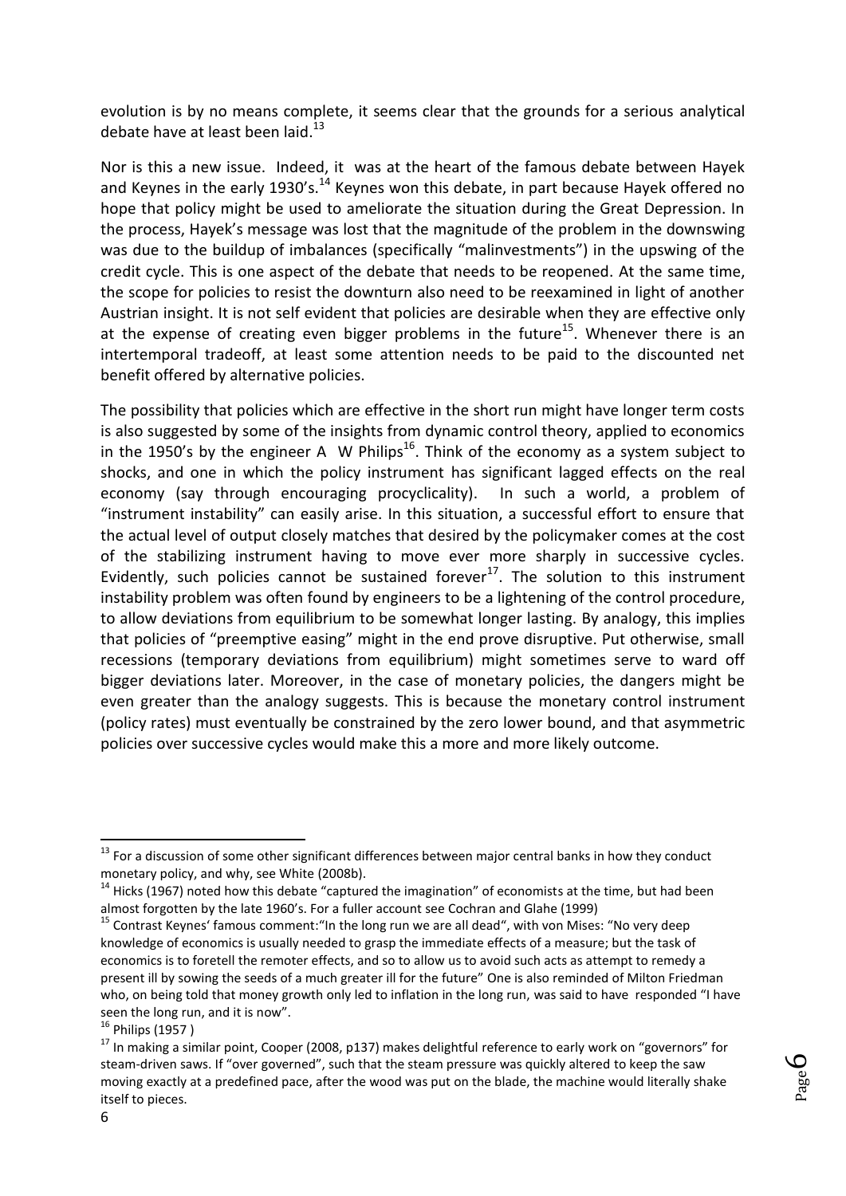evolution is by no means complete, it seems clear that the grounds for a serious analytical debate have at least been laid.[13]

Nor is this a new issue. Indeed, it was at the heart of the famous debate between Hayek and Keynes in the early 1930's.[14] Keynes won this debate, in part because Hayek offered no hope that policy might be used to ameliorate the situation during the Great Depression. In the process, Hayek's message was lost that the magnitude of the problem in the downswing was due to the buildup of imbalances (specifically "malinvestments") in the upswing of the credit cycle. This is one aspect of the debate that needs to be reopened. At the same time, the scope for policies to resist the downturn also need to be reexamined in light of another Austrian insight. It is not self evident that policies are desirable when they are effective only at the expense of creating even bigger problems in the future[15]. Whenever there is an intertemporal tradeoff, at least some attention needs to be paid to the discounted net benefit offered by alternative policies.

The possibility that policies which are effective in the short run might have longer term costs is also suggested by some of the insights from dynamic control theory, applied to economics in the 1950's by the engineer A W Philips[16]. Think of the economy as a system subject to shocks, and one in which the policy instrument has significant lagged effects on the real economy (say through encouraging procyclicality). In such a world, a problem of "instrument instability" can easily arise. In this situation, a successful effort to ensure that the actual level of output closely matches that desired by the policymaker comes at the cost of the stabilizing instrument having to move ever more sharply in successive cycles. Evidently, such policies cannot be sustained forever[17]. The solution to this instrument instability problem was often found by engineers to be a lightening of the control procedure, to allow deviations from equilibrium to be somewhat longer lasting. By analogy, this implies that policies of "preemptive easing" might in the end prove disruptive. Put otherwise, small recessions (temporary deviations from equilibrium) might sometimes serve to ward off bigger deviations later. Moreover, in the case of monetary policies, the dangers might be even greater than the analogy suggests. This is because the monetary control instrument (policy rates) must eventually be constrained by the zero lower bound, and that asymmetric policies over successive cycles would make this a more and more likely outcome.

---

[13] For a discussion of some other significant differences between major central banks in how they conduct monetary policy, and why, see White (2008b).

[14] Hicks (1967) noted how this debate "captured the imagination" of economists at the time, but had been almost forgotten by the late 1960's. For a fuller account see Cochran and Glahe (1999)

[15] Contrast Keynes' famous comment:"In the long run we are all dead", with von Mises: "No very deep knowledge of economics is usually needed to grasp the immediate effects of a measure; but the task of economics is to foretell the remoter effects, and so to allow us to avoid such acts as attempt to remedy a present ill by sowing the seeds of a much greater ill for the future" One is also reminded of Milton Friedman who, on being told that money growth only led to inflation in the long run, was said to have responded "I have seen the long run, and it is now".

[16] Philips (1957 )

[17] In making a similar point, Cooper (2008, p137) makes delightful reference to early work on "governors" for steam-driven saws. If "over governed", such that the steam pressure was quickly altered to keep the saw moving exactly at a predefined pace, after the wood was put on the blade, the machine would literally shake itself to pieces.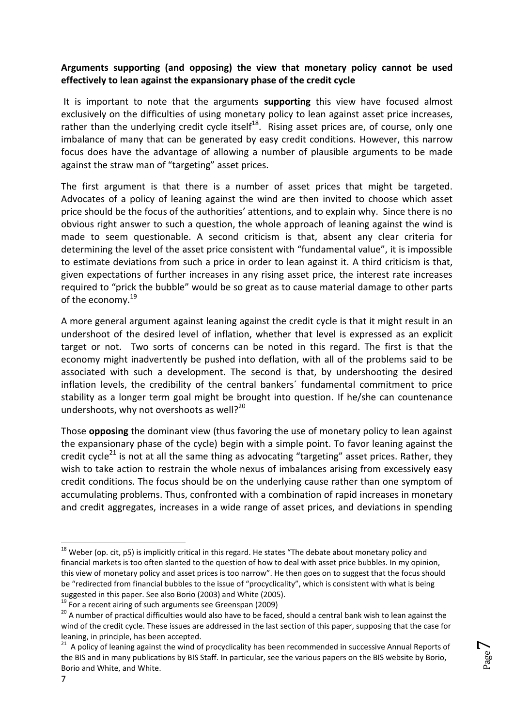**Arguments supporting (and opposing) the view that monetary policy cannot be used effectively to lean against the expansionary phase of the credit cycle**

It is important to note that the arguments **supporting** this view have focused almost exclusively on the difficulties of using monetary policy to lean against asset price increases, rather than the underlying credit cycle itself[18]. Rising asset prices are, of course, only one imbalance of many that can be generated by easy credit conditions. However, this narrow focus does have the advantage of allowing a number of plausible arguments to be made against the straw man of "targeting" asset prices.

The first argument is that there is a number of asset prices that might be targeted. Advocates of a policy of leaning against the wind are then invited to choose which asset price should be the focus of the authorities' attentions, and to explain why. Since there is no obvious right answer to such a question, the whole approach of leaning against the wind is made to seem questionable. A second criticism is that, absent any clear criteria for determining the level of the asset price consistent with "fundamental value", it is impossible to estimate deviations from such a price in order to lean against it. A third criticism is that, given expectations of further increases in any rising asset price, the interest rate increases required to "prick the bubble" would be so great as to cause material damage to other parts of the economy.[19]

A more general argument against leaning against the credit cycle is that it might result in an undershoot of the desired level of inflation, whether that level is expressed as an explicit target or not. Two sorts of concerns can be noted in this regard. The first is that the economy might inadvertently be pushed into deflation, with all of the problems said to be associated with such a development. The second is that, by undershooting the desired inflation levels, the credibility of the central bankers´ fundamental commitment to price stability as a longer term goal might be brought into question. If he/she can countenance undershoots, why not overshoots as well?[20]

Those **opposing** the dominant view (thus favoring the use of monetary policy to lean against the expansionary phase of the cycle) begin with a simple point. To favor leaning against the credit cycle[21] is not at all the same thing as advocating "targeting" asset prices. Rather, they wish to take action to restrain the whole nexus of imbalances arising from excessively easy credit conditions. The focus should be on the underlying cause rather than one symptom of accumulating problems. Thus, confronted with a combination of rapid increases in monetary and credit aggregates, increases in a wide range of asset prices, and deviations in spending

---

[18] Weber (op. cit, p5) is implicitly critical in this regard. He states "The debate about monetary policy and financial markets is too often slanted to the question of how to deal with asset price bubbles. In my opinion, this view of monetary policy and asset prices is too narrow". He then goes on to suggest that the focus should be "redirected from financial bubbles to the issue of "procyclicality", which is consistent with what is being suggested in this paper. See also Borio (2003) and White (2005).

[19] For a recent airing of such arguments see Greenspan (2009)

[20] A number of practical difficulties would also have to be faced, should a central bank wish to lean against the wind of the credit cycle. These issues are addressed in the last section of this paper, supposing that the case for leaning, in principle, has been accepted.

[21] A policy of leaning against the wind of procyclicality has been recommended in successive Annual Reports of the BIS and in many publications by BIS Staff. In particular, see the various papers on the BIS website by Borio, Borio and White, and White.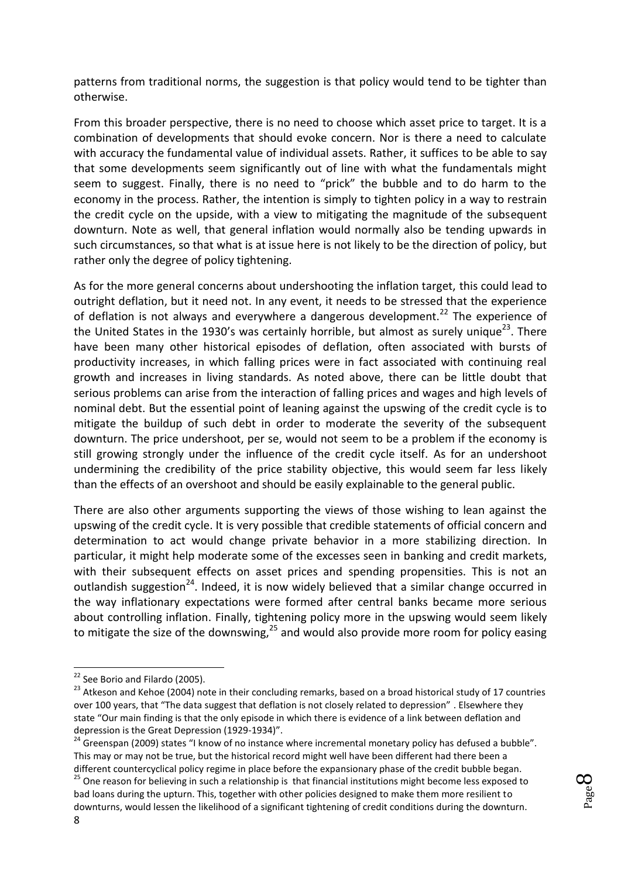patterns from traditional norms, the suggestion is that policy would tend to be tighter than otherwise.

From this broader perspective, there is no need to choose which asset price to target. It is a combination of developments that should evoke concern. Nor is there a need to calculate with accuracy the fundamental value of individual assets. Rather, it suffices to be able to say that some developments seem significantly out of line with what the fundamentals might seem to suggest. Finally, there is no need to "prick" the bubble and to do harm to the economy in the process. Rather, the intention is simply to tighten policy in a way to restrain the credit cycle on the upside, with a view to mitigating the magnitude of the subsequent downturn. Note as well, that general inflation would normally also be tending upwards in such circumstances, so that what is at issue here is not likely to be the direction of policy, but rather only the degree of policy tightening.

As for the more general concerns about undershooting the inflation target, this could lead to outright deflation, but it need not. In any event, it needs to be stressed that the experience of deflation is not always and everywhere a dangerous development.[22] The experience of the United States in the 1930's was certainly horrible, but almost as surely unique[23]. There have been many other historical episodes of deflation, often associated with bursts of productivity increases, in which falling prices were in fact associated with continuing real growth and increases in living standards. As noted above, there can be little doubt that serious problems can arise from the interaction of falling prices and wages and high levels of nominal debt. But the essential point of leaning against the upswing of the credit cycle is to mitigate the buildup of such debt in order to moderate the severity of the subsequent downturn. The price undershoot, per se, would not seem to be a problem if the economy is still growing strongly under the influence of the credit cycle itself. As for an undershoot undermining the credibility of the price stability objective, this would seem far less likely than the effects of an overshoot and should be easily explainable to the general public.

There are also other arguments supporting the views of those wishing to lean against the upswing of the credit cycle. It is very possible that credible statements of official concern and determination to act would change private behavior in a more stabilizing direction. In particular, it might help moderate some of the excesses seen in banking and credit markets, with their subsequent effects on asset prices and spending propensities. This is not an outlandish suggestion[24]. Indeed, it is now widely believed that a similar change occurred in the way inflationary expectations were formed after central banks became more serious about controlling inflation. Finally, tightening policy more in the upswing would seem likely to mitigate the size of the downswing,[25] and would also provide more room for policy easing

---

[22] See Borio and Filardo (2005).

[23] Atkeson and Kehoe (2004) note in their concluding remarks, based on a broad historical study of 17 countries over 100 years, that "The data suggest that deflation is not closely related to depression" . Elsewhere they state "Our main finding is that the only episode in which there is evidence of a link between deflation and depression is the Great Depression (1929-1934)".

[24] Greenspan (2009) states "I know of no instance where incremental monetary policy has defused a bubble". This may or may not be true, but the historical record might well have been different had there been a different countercyclical policy regime in place before the expansionary phase of the credit bubble began.

[25] One reason for believing in such a relationship is that financial institutions might become less exposed to bad loans during the upturn. This, together with other policies designed to make them more resilient to downturns, would lessen the likelihood of a significant tightening of credit conditions during the downturn.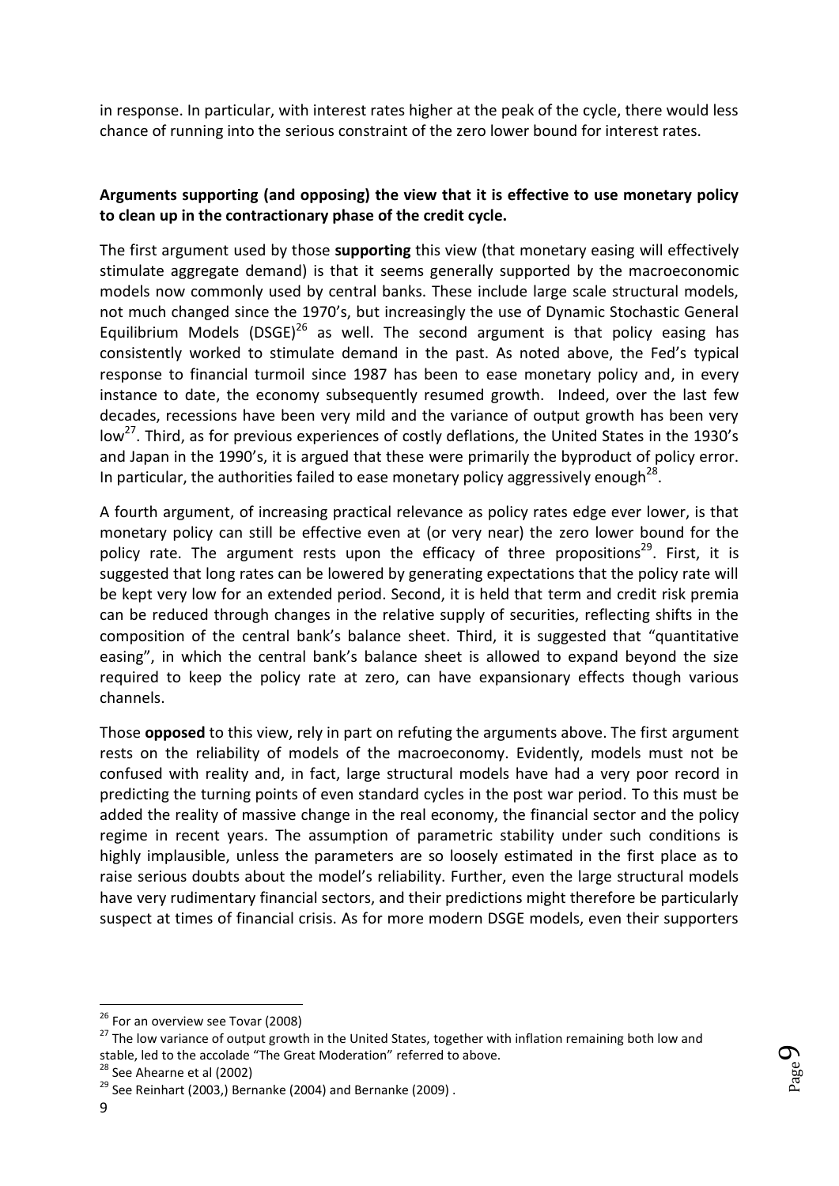in response. In particular, with interest rates higher at the peak of the cycle, there would less chance of running into the serious constraint of the zero lower bound for interest rates.

**Arguments supporting (and opposing) the view that it is effective to use monetary policy to clean up in the contractionary phase of the credit cycle.**

The first argument used by those **supporting** this view (that monetary easing will effectively stimulate aggregate demand) is that it seems generally supported by the macroeconomic models now commonly used by central banks. These include large scale structural models, not much changed since the 1970's, but increasingly the use of Dynamic Stochastic General Equilibrium Models (DSGE)[26] as well. The second argument is that policy easing has consistently worked to stimulate demand in the past. As noted above, the Fed's typical response to financial turmoil since 1987 has been to ease monetary policy and, in every instance to date, the economy subsequently resumed growth. Indeed, over the last few decades, recessions have been very mild and the variance of output growth has been very low[27]. Third, as for previous experiences of costly deflations, the United States in the 1930's and Japan in the 1990's, it is argued that these were primarily the byproduct of policy error. In particular, the authorities failed to ease monetary policy aggressively enough[28].

A fourth argument, of increasing practical relevance as policy rates edge ever lower, is that monetary policy can still be effective even at (or very near) the zero lower bound for the policy rate. The argument rests upon the efficacy of three propositions[29]. First, it is suggested that long rates can be lowered by generating expectations that the policy rate will be kept very low for an extended period. Second, it is held that term and credit risk premia can be reduced through changes in the relative supply of securities, reflecting shifts in the composition of the central bank's balance sheet. Third, it is suggested that "quantitative easing", in which the central bank's balance sheet is allowed to expand beyond the size required to keep the policy rate at zero, can have expansionary effects though various channels.

Those **opposed** to this view, rely in part on refuting the arguments above. The first argument rests on the reliability of models of the macroeconomy. Evidently, models must not be confused with reality and, in fact, large structural models have had a very poor record in predicting the turning points of even standard cycles in the post war period. To this must be added the reality of massive change in the real economy, the financial sector and the policy regime in recent years. The assumption of parametric stability under such conditions is highly implausible, unless the parameters are so loosely estimated in the first place as to raise serious doubts about the model's reliability. Further, even the large structural models have very rudimentary financial sectors, and their predictions might therefore be particularly suspect at times of financial crisis. As for more modern DSGE models, even their supporters

---

[26] For an overview see Tovar (2008)

[27] The low variance of output growth in the United States, together with inflation remaining both low and stable, led to the accolade "The Great Moderation" referred to above.

[28] See Ahearne et al (2002)

[29] See Reinhart (2003,) Bernanke (2004) and Bernanke (2009) .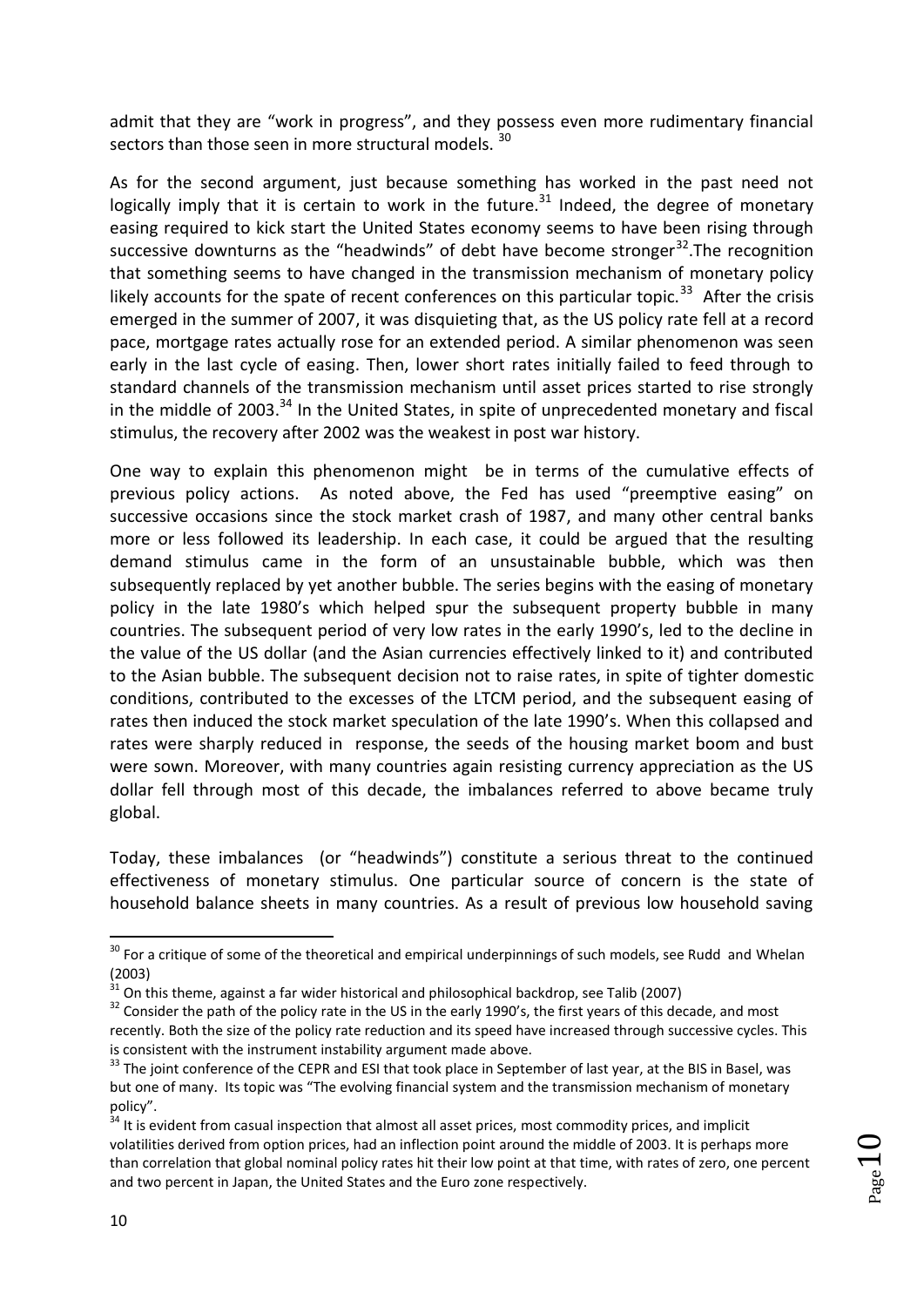admit that they are "work in progress", and they possess even more rudimentary financial sectors than those seen in more structural models. [30]

As for the second argument, just because something has worked in the past need not logically imply that it is certain to work in the future.[31] Indeed, the degree of monetary easing required to kick start the United States economy seems to have been rising through successive downturns as the "headwinds" of debt have become stronger[32].The recognition that something seems to have changed in the transmission mechanism of monetary policy likely accounts for the spate of recent conferences on this particular topic.[33] After the crisis emerged in the summer of 2007, it was disquieting that, as the US policy rate fell at a record pace, mortgage rates actually rose for an extended period. A similar phenomenon was seen early in the last cycle of easing. Then, lower short rates initially failed to feed through to standard channels of the transmission mechanism until asset prices started to rise strongly in the middle of 2003.[34] In the United States, in spite of unprecedented monetary and fiscal stimulus, the recovery after 2002 was the weakest in post war history.

One way to explain this phenomenon might be in terms of the cumulative effects of previous policy actions. As noted above, the Fed has used "preemptive easing" on successive occasions since the stock market crash of 1987, and many other central banks more or less followed its leadership. In each case, it could be argued that the resulting demand stimulus came in the form of an unsustainable bubble, which was then subsequently replaced by yet another bubble. The series begins with the easing of monetary policy in the late 1980's which helped spur the subsequent property bubble in many countries. The subsequent period of very low rates in the early 1990's, led to the decline in the value of the US dollar (and the Asian currencies effectively linked to it) and contributed to the Asian bubble. The subsequent decision not to raise rates, in spite of tighter domestic conditions, contributed to the excesses of the LTCM period, and the subsequent easing of rates then induced the stock market speculation of the late 1990's. When this collapsed and rates were sharply reduced in response, the seeds of the housing market boom and bust were sown. Moreover, with many countries again resisting currency appreciation as the US dollar fell through most of this decade, the imbalances referred to above became truly global.

Today, these imbalances (or "headwinds") constitute a serious threat to the continued effectiveness of monetary stimulus. One particular source of concern is the state of household balance sheets in many countries. As a result of previous low household saving

---

[30] For a critique of some of the theoretical and empirical underpinnings of such models, see Rudd and Whelan (2003)

[31] On this theme, against a far wider historical and philosophical backdrop, see Talib (2007)

[32] Consider the path of the policy rate in the US in the early 1990's, the first years of this decade, and most recently. Both the size of the policy rate reduction and its speed have increased through successive cycles. This is consistent with the instrument instability argument made above.

[33] The joint conference of the CEPR and ESI that took place in September of last year, at the BIS in Basel, was but one of many. Its topic was "The evolving financial system and the transmission mechanism of monetary policy".

[34] It is evident from casual inspection that almost all asset prices, most commodity prices, and implicit volatilities derived from option prices, had an inflection point around the middle of 2003. It is perhaps more than correlation that global nominal policy rates hit their low point at that time, with rates of zero, one percent and two percent in Japan, the United States and the Euro zone respectively.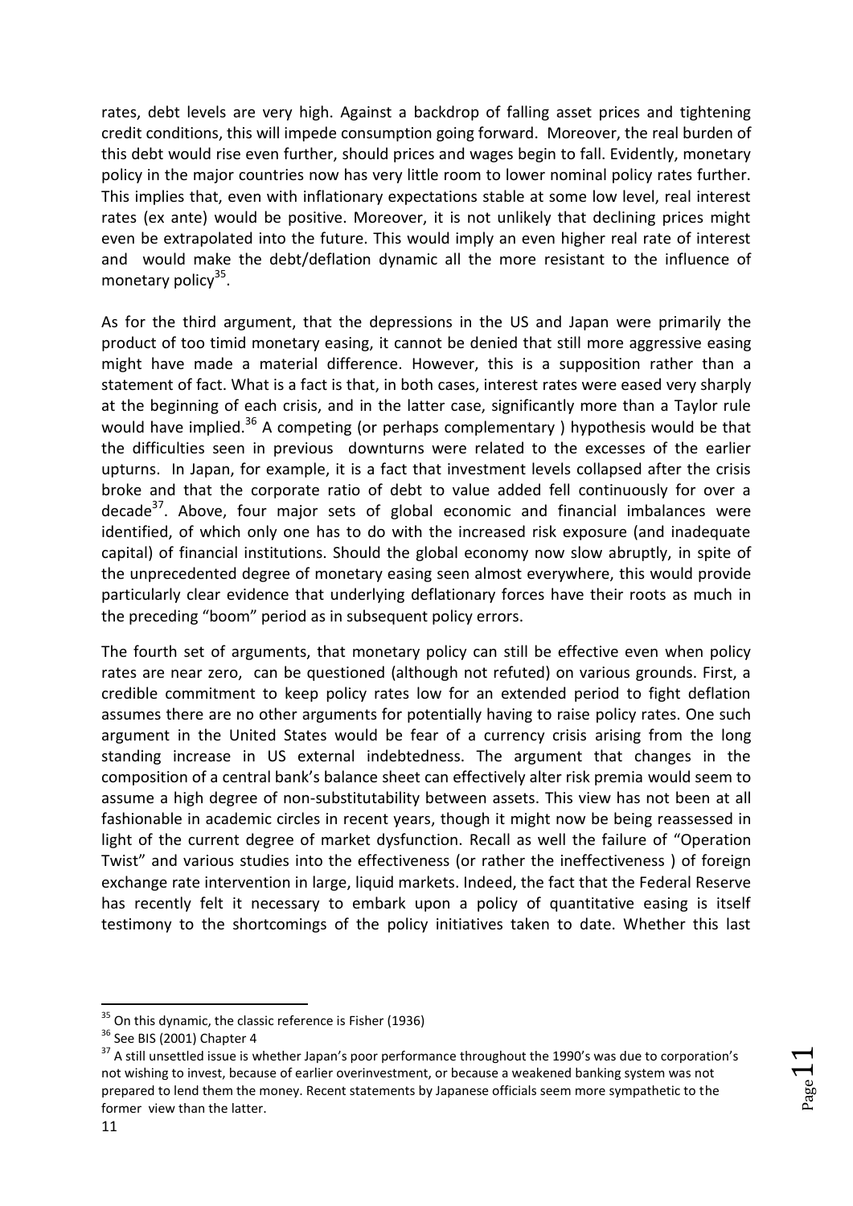rates, debt levels are very high. Against a backdrop of falling asset prices and tightening credit conditions, this will impede consumption going forward. Moreover, the real burden of this debt would rise even further, should prices and wages begin to fall. Evidently, monetary policy in the major countries now has very little room to lower nominal policy rates further. This implies that, even with inflationary expectations stable at some low level, real interest rates (ex ante) would be positive. Moreover, it is not unlikely that declining prices might even be extrapolated into the future. This would imply an even higher real rate of interest and would make the debt/deflation dynamic all the more resistant to the influence of monetary policy[35].

As for the third argument, that the depressions in the US and Japan were primarily the product of too timid monetary easing, it cannot be denied that still more aggressive easing might have made a material difference. However, this is a supposition rather than a statement of fact. What is a fact is that, in both cases, interest rates were eased very sharply at the beginning of each crisis, and in the latter case, significantly more than a Taylor rule would have implied.[36] A competing (or perhaps complementary ) hypothesis would be that the difficulties seen in previous downturns were related to the excesses of the earlier upturns. In Japan, for example, it is a fact that investment levels collapsed after the crisis broke and that the corporate ratio of debt to value added fell continuously for over a decade[37]. Above, four major sets of global economic and financial imbalances were identified, of which only one has to do with the increased risk exposure (and inadequate capital) of financial institutions. Should the global economy now slow abruptly, in spite of the unprecedented degree of monetary easing seen almost everywhere, this would provide particularly clear evidence that underlying deflationary forces have their roots as much in the preceding "boom" period as in subsequent policy errors.

The fourth set of arguments, that monetary policy can still be effective even when policy rates are near zero, can be questioned (although not refuted) on various grounds. First, a credible commitment to keep policy rates low for an extended period to fight deflation assumes there are no other arguments for potentially having to raise policy rates. One such argument in the United States would be fear of a currency crisis arising from the long standing increase in US external indebtedness. The argument that changes in the composition of a central bank's balance sheet can effectively alter risk premia would seem to assume a high degree of non-substitutability between assets. This view has not been at all fashionable in academic circles in recent years, though it might now be being reassessed in light of the current degree of market dysfunction. Recall as well the failure of "Operation Twist" and various studies into the effectiveness (or rather the ineffectiveness ) of foreign exchange rate intervention in large, liquid markets. Indeed, the fact that the Federal Reserve has recently felt it necessary to embark upon a policy of quantitative easing is itself testimony to the shortcomings of the policy initiatives taken to date. Whether this last

---

[35] On this dynamic, the classic reference is Fisher (1936)

[36] See BIS (2001) Chapter 4

[37] A still unsettled issue is whether Japan's poor performance throughout the 1990's was due to corporation's not wishing to invest, because of earlier overinvestment, or because a weakened banking system was not prepared to lend them the money. Recent statements by Japanese officials seem more sympathetic to the former view than the latter.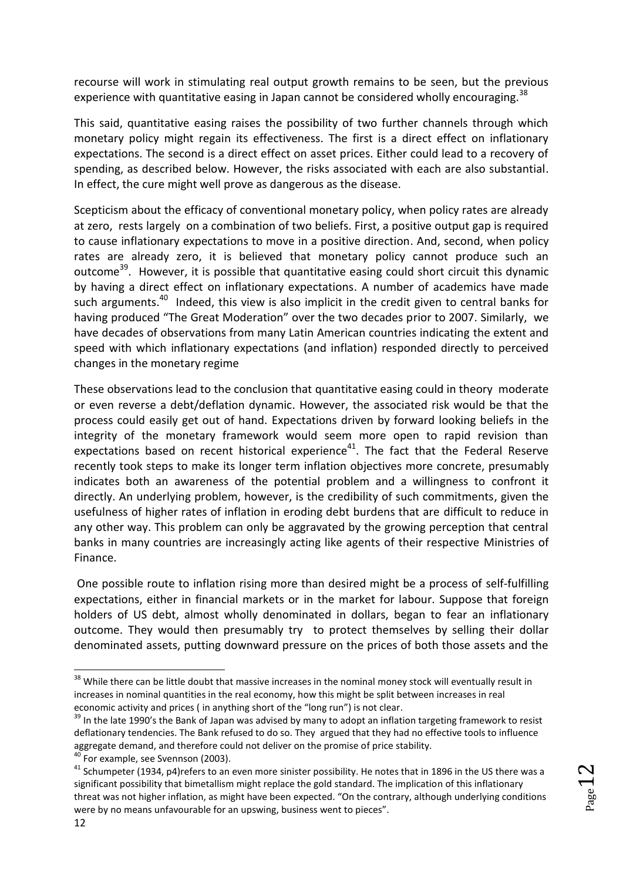recourse will work in stimulating real output growth remains to be seen, but the previous experience with quantitative easing in Japan cannot be considered wholly encouraging.[38]

This said, quantitative easing raises the possibility of two further channels through which monetary policy might regain its effectiveness. The first is a direct effect on inflationary expectations. The second is a direct effect on asset prices. Either could lead to a recovery of spending, as described below. However, the risks associated with each are also substantial. In effect, the cure might well prove as dangerous as the disease.

Scepticism about the efficacy of conventional monetary policy, when policy rates are already at zero, rests largely on a combination of two beliefs. First, a positive output gap is required to cause inflationary expectations to move in a positive direction. And, second, when policy rates are already zero, it is believed that monetary policy cannot produce such an outcome[39]. However, it is possible that quantitative easing could short circuit this dynamic by having a direct effect on inflationary expectations. A number of academics have made such arguments.[40] Indeed, this view is also implicit in the credit given to central banks for having produced "The Great Moderation" over the two decades prior to 2007. Similarly, we have decades of observations from many Latin American countries indicating the extent and speed with which inflationary expectations (and inflation) responded directly to perceived changes in the monetary regime

These observations lead to the conclusion that quantitative easing could in theory moderate or even reverse a debt/deflation dynamic. However, the associated risk would be that the process could easily get out of hand. Expectations driven by forward looking beliefs in the integrity of the monetary framework would seem more open to rapid revision than expectations based on recent historical experience[41]. The fact that the Federal Reserve recently took steps to make its longer term inflation objectives more concrete, presumably indicates both an awareness of the potential problem and a willingness to confront it directly. An underlying problem, however, is the credibility of such commitments, given the usefulness of higher rates of inflation in eroding debt burdens that are difficult to reduce in any other way. This problem can only be aggravated by the growing perception that central banks in many countries are increasingly acting like agents of their respective Ministries of Finance.

One possible route to inflation rising more than desired might be a process of self-fulfilling expectations, either in financial markets or in the market for labour. Suppose that foreign holders of US debt, almost wholly denominated in dollars, began to fear an inflationary outcome. They would then presumably try to protect themselves by selling their dollar denominated assets, putting downward pressure on the prices of both those assets and the

---

[38] While there can be little doubt that massive increases in the nominal money stock will eventually result in increases in nominal quantities in the real economy, how this might be split between increases in real economic activity and prices ( in anything short of the "long run") is not clear.

[39] In the late 1990's the Bank of Japan was advised by many to adopt an inflation targeting framework to resist deflationary tendencies. The Bank refused to do so. They argued that they had no effective tools to influence aggregate demand, and therefore could not deliver on the promise of price stability.

[40] For example, see Svennson (2003).

[41] Schumpeter (1934, p4)refers to an even more sinister possibility. He notes that in 1896 in the US there was a significant possibility that bimetallism might replace the gold standard. The implication of this inflationary threat was not higher inflation, as might have been expected. "On the contrary, although underlying conditions were by no means unfavourable for an upswing, business went to pieces".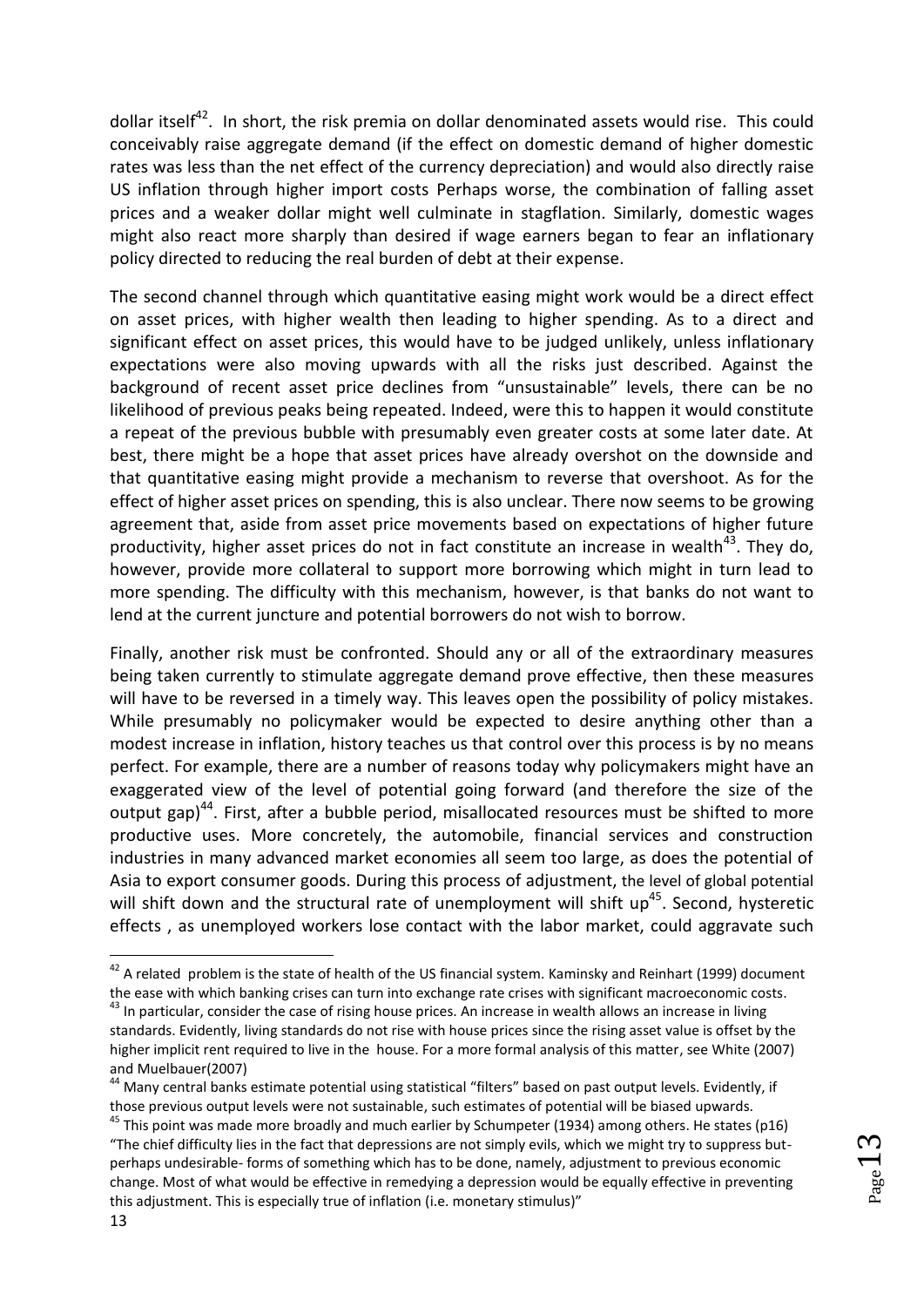dollar itself[42]. In short, the risk premia on dollar denominated assets would rise. This could conceivably raise aggregate demand (if the effect on domestic demand of higher domestic rates was less than the net effect of the currency depreciation) and would also directly raise US inflation through higher import costs Perhaps worse, the combination of falling asset prices and a weaker dollar might well culminate in stagflation. Similarly, domestic wages might also react more sharply than desired if wage earners began to fear an inflationary policy directed to reducing the real burden of debt at their expense.

The second channel through which quantitative easing might work would be a direct effect on asset prices, with higher wealth then leading to higher spending. As to a direct and significant effect on asset prices, this would have to be judged unlikely, unless inflationary expectations were also moving upwards with all the risks just described. Against the background of recent asset price declines from "unsustainable" levels, there can be no likelihood of previous peaks being repeated. Indeed, were this to happen it would constitute a repeat of the previous bubble with presumably even greater costs at some later date. At best, there might be a hope that asset prices have already overshot on the downside and that quantitative easing might provide a mechanism to reverse that overshoot. As for the effect of higher asset prices on spending, this is also unclear. There now seems to be growing agreement that, aside from asset price movements based on expectations of higher future productivity, higher asset prices do not in fact constitute an increase in wealth[43]. They do, however, provide more collateral to support more borrowing which might in turn lead to more spending. The difficulty with this mechanism, however, is that banks do not want to lend at the current juncture and potential borrowers do not wish to borrow.

Finally, another risk must be confronted. Should any or all of the extraordinary measures being taken currently to stimulate aggregate demand prove effective, then these measures will have to be reversed in a timely way. This leaves open the possibility of policy mistakes. While presumably no policymaker would be expected to desire anything other than a modest increase in inflation, history teaches us that control over this process is by no means perfect. For example, there are a number of reasons today why policymakers might have an exaggerated view of the level of potential going forward (and therefore the size of the output gap)[44]. First, after a bubble period, misallocated resources must be shifted to more productive uses. More concretely, the automobile, financial services and construction industries in many advanced market economies all seem too large, as does the potential of Asia to export consumer goods. During this process of adjustment, the level of global potential will shift down and the structural rate of unemployment will shift up[45]. Second, hysteretic effects , as unemployed workers lose contact with the labor market, could aggravate such

---

[42] A related problem is the state of health of the US financial system. Kaminsky and Reinhart (1999) document the ease with which banking crises can turn into exchange rate crises with significant macroeconomic costs.

[43] In particular, consider the case of rising house prices. An increase in wealth allows an increase in living standards. Evidently, living standards do not rise with house prices since the rising asset value is offset by the higher implicit rent required to live in the house. For a more formal analysis of this matter, see White (2007) and Muelbauer(2007)

[44] Many central banks estimate potential using statistical "filters" based on past output levels. Evidently, if those previous output levels were not sustainable, such estimates of potential will be biased upwards.

[45] This point was made more broadly and much earlier by Schumpeter (1934) among others. He states (p16) "The chief difficulty lies in the fact that depressions are not simply evils, which we might try to suppress but-perhaps undesirable- forms of something which has to be done, namely, adjustment to previous economic change. Most of what would be effective in remedying a depression would be equally effective in preventing this adjustment. This is especially true of inflation (i.e. monetary stimulus)"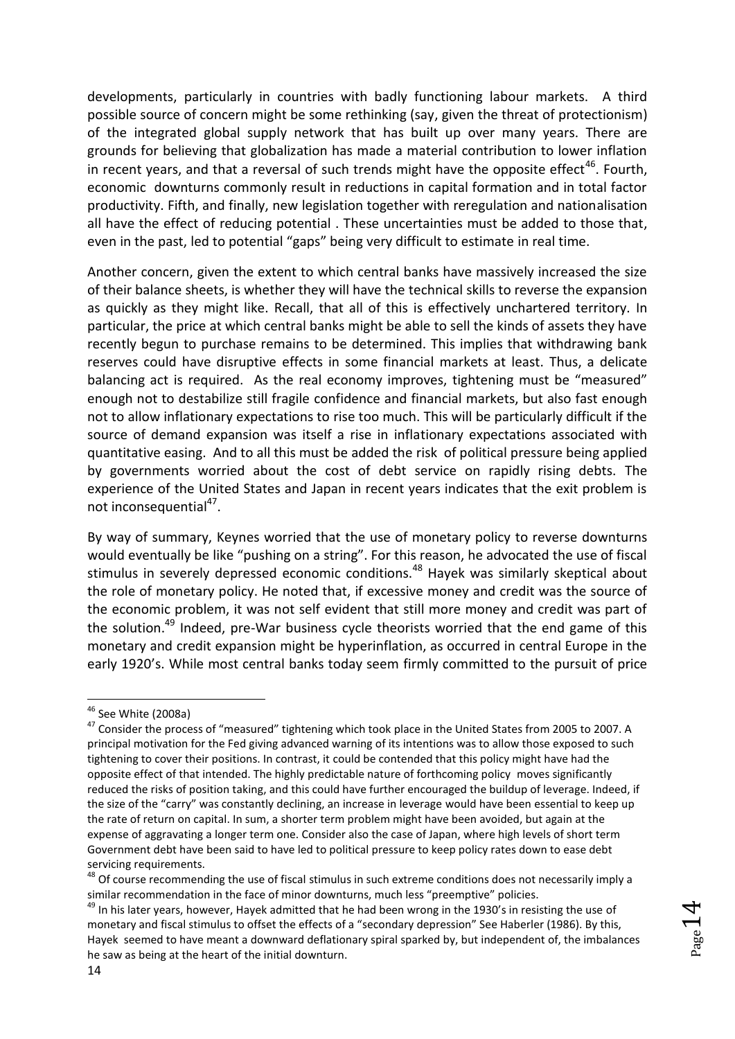developments, particularly in countries with badly functioning labour markets. A third possible source of concern might be some rethinking (say, given the threat of protectionism) of the integrated global supply network that has built up over many years. There are grounds for believing that globalization has made a material contribution to lower inflation in recent years, and that a reversal of such trends might have the opposite effect[46]. Fourth, economic downturns commonly result in reductions in capital formation and in total factor productivity. Fifth, and finally, new legislation together with reregulation and nationalisation all have the effect of reducing potential . These uncertainties must be added to those that, even in the past, led to potential "gaps" being very difficult to estimate in real time.

Another concern, given the extent to which central banks have massively increased the size of their balance sheets, is whether they will have the technical skills to reverse the expansion as quickly as they might like. Recall, that all of this is effectively unchartered territory. In particular, the price at which central banks might be able to sell the kinds of assets they have recently begun to purchase remains to be determined. This implies that withdrawing bank reserves could have disruptive effects in some financial markets at least. Thus, a delicate balancing act is required. As the real economy improves, tightening must be "measured" enough not to destabilize still fragile confidence and financial markets, but also fast enough not to allow inflationary expectations to rise too much. This will be particularly difficult if the source of demand expansion was itself a rise in inflationary expectations associated with quantitative easing. And to all this must be added the risk of political pressure being applied by governments worried about the cost of debt service on rapidly rising debts. The experience of the United States and Japan in recent years indicates that the exit problem is not inconsequential[47].

By way of summary, Keynes worried that the use of monetary policy to reverse downturns would eventually be like "pushing on a string". For this reason, he advocated the use of fiscal stimulus in severely depressed economic conditions.[48] Hayek was similarly skeptical about the role of monetary policy. He noted that, if excessive money and credit was the source of the economic problem, it was not self evident that still more money and credit was part of the solution.[49] Indeed, pre-War business cycle theorists worried that the end game of this monetary and credit expansion might be hyperinflation, as occurred in central Europe in the early 1920's. While most central banks today seem firmly committed to the pursuit of price

---

[46] See White (2008a)

[47] Consider the process of "measured" tightening which took place in the United States from 2005 to 2007. A principal motivation for the Fed giving advanced warning of its intentions was to allow those exposed to such tightening to cover their positions. In contrast, it could be contended that this policy might have had the opposite effect of that intended. The highly predictable nature of forthcoming policy moves significantly reduced the risks of position taking, and this could have further encouraged the buildup of leverage. Indeed, if the size of the "carry" was constantly declining, an increase in leverage would have been essential to keep up the rate of return on capital. In sum, a shorter term problem might have been avoided, but again at the expense of aggravating a longer term one. Consider also the case of Japan, where high levels of short term Government debt have been said to have led to political pressure to keep policy rates down to ease debt servicing requirements.

[48] Of course recommending the use of fiscal stimulus in such extreme conditions does not necessarily imply a similar recommendation in the face of minor downturns, much less "preemptive" policies.

[49] In his later years, however, Hayek admitted that he had been wrong in the 1930's in resisting the use of monetary and fiscal stimulus to offset the effects of a "secondary depression" See Haberler (1986). By this, Hayek seemed to have meant a downward deflationary spiral sparked by, but independent of, the imbalances he saw as being at the heart of the initial downturn.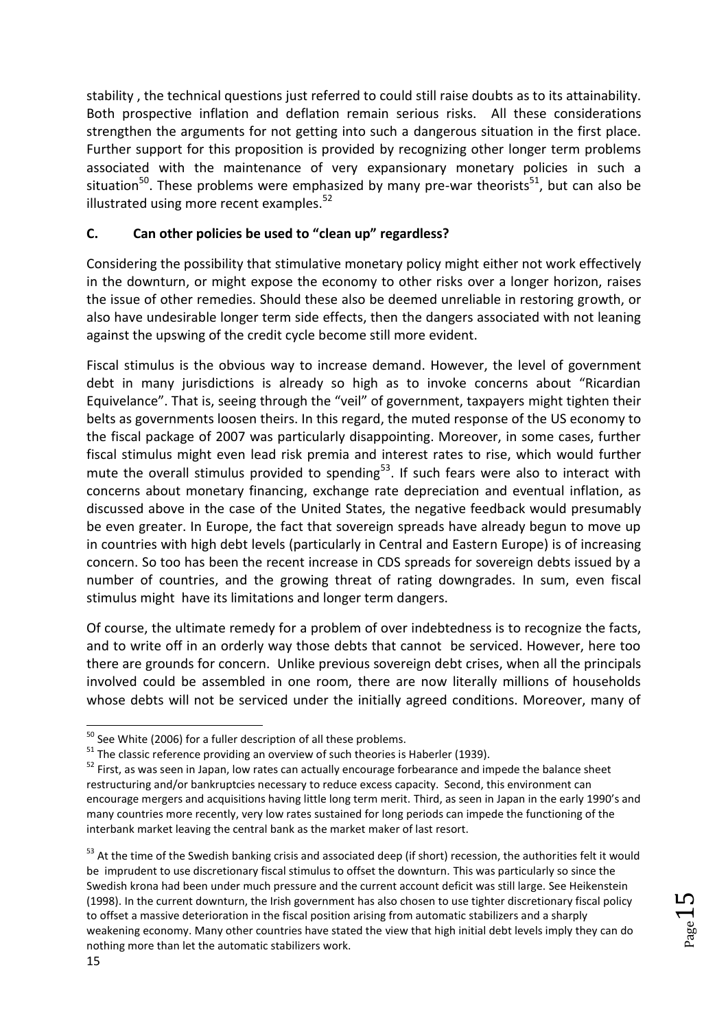stability , the technical questions just referred to could still raise doubts as to its attainability. Both prospective inflation and deflation remain serious risks. All these considerations strengthen the arguments for not getting into such a dangerous situation in the first place. Further support for this proposition is provided by recognizing other longer term problems associated with the maintenance of very expansionary monetary policies in such a situation[50]. These problems were emphasized by many pre-war theorists[51], but can also be illustrated using more recent examples.[52]

### C. Can other policies be used to "clean up" regardless?

Considering the possibility that stimulative monetary policy might either not work effectively in the downturn, or might expose the economy to other risks over a longer horizon, raises the issue of other remedies. Should these also be deemed unreliable in restoring growth, or also have undesirable longer term side effects, then the dangers associated with not leaning against the upswing of the credit cycle become still more evident.

Fiscal stimulus is the obvious way to increase demand. However, the level of government debt in many jurisdictions is already so high as to invoke concerns about "Ricardian Equivelance". That is, seeing through the "veil" of government, taxpayers might tighten their belts as governments loosen theirs. In this regard, the muted response of the US economy to the fiscal package of 2007 was particularly disappointing. Moreover, in some cases, further fiscal stimulus might even lead risk premia and interest rates to rise, which would further mute the overall stimulus provided to spending[53]. If such fears were also to interact with concerns about monetary financing, exchange rate depreciation and eventual inflation, as discussed above in the case of the United States, the negative feedback would presumably be even greater. In Europe, the fact that sovereign spreads have already begun to move up in countries with high debt levels (particularly in Central and Eastern Europe) is of increasing concern. So too has been the recent increase in CDS spreads for sovereign debts issued by a number of countries, and the growing threat of rating downgrades. In sum, even fiscal stimulus might have its limitations and longer term dangers.

Of course, the ultimate remedy for a problem of over indebtedness is to recognize the facts, and to write off in an orderly way those debts that cannot be serviced. However, here too there are grounds for concern. Unlike previous sovereign debt crises, when all the principals involved could be assembled in one room, there are now literally millions of households whose debts will not be serviced under the initially agreed conditions. Moreover, many of

---

[50] See White (2006) for a fuller description of all these problems.

[51] The classic reference providing an overview of such theories is Haberler (1939).

[52] First, as was seen in Japan, low rates can actually encourage forbearance and impede the balance sheet restructuring and/or bankruptcies necessary to reduce excess capacity. Second, this environment can encourage mergers and acquisitions having little long term merit. Third, as seen in Japan in the early 1990's and many countries more recently, very low rates sustained for long periods can impede the functioning of the interbank market leaving the central bank as the market maker of last resort.

[53] At the time of the Swedish banking crisis and associated deep (if short) recession, the authorities felt it would be imprudent to use discretionary fiscal stimulus to offset the downturn. This was particularly so since the Swedish krona had been under much pressure and the current account deficit was still large. See Heikenstein (1998). In the current downturn, the Irish government has also chosen to use tighter discretionary fiscal policy to offset a massive deterioration in the fiscal position arising from automatic stabilizers and a sharply weakening economy. Many other countries have stated the view that high initial debt levels imply they can do nothing more than let the automatic stabilizers work.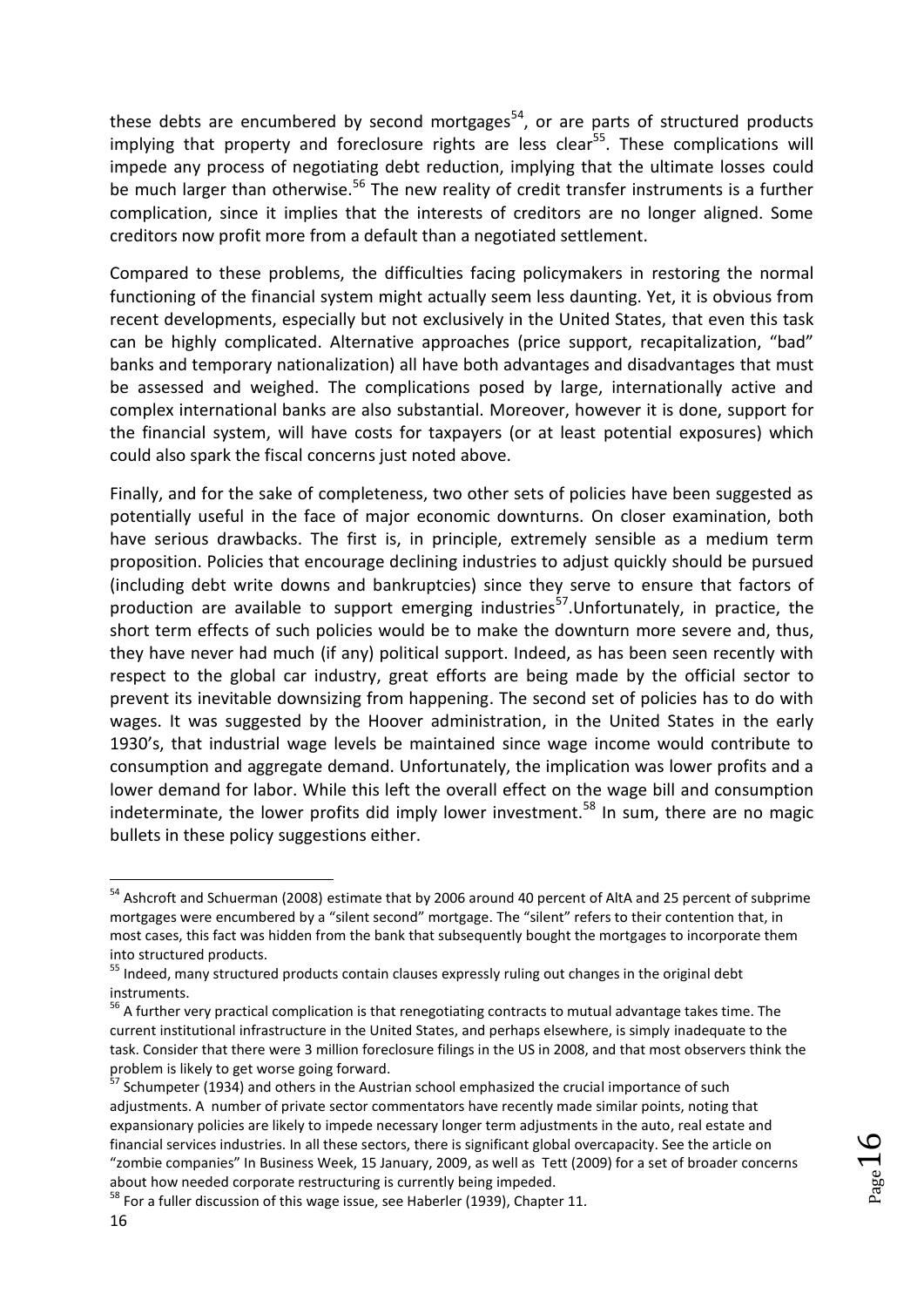these debts are encumbered by second mortgages[54], or are parts of structured products implying that property and foreclosure rights are less clear[55]. These complications will impede any process of negotiating debt reduction, implying that the ultimate losses could be much larger than otherwise.[56] The new reality of credit transfer instruments is a further complication, since it implies that the interests of creditors are no longer aligned. Some creditors now profit more from a default than a negotiated settlement.

Compared to these problems, the difficulties facing policymakers in restoring the normal functioning of the financial system might actually seem less daunting. Yet, it is obvious from recent developments, especially but not exclusively in the United States, that even this task can be highly complicated. Alternative approaches (price support, recapitalization, "bad" banks and temporary nationalization) all have both advantages and disadvantages that must be assessed and weighed. The complications posed by large, internationally active and complex international banks are also substantial. Moreover, however it is done, support for the financial system, will have costs for taxpayers (or at least potential exposures) which could also spark the fiscal concerns just noted above.

Finally, and for the sake of completeness, two other sets of policies have been suggested as potentially useful in the face of major economic downturns. On closer examination, both have serious drawbacks. The first is, in principle, extremely sensible as a medium term proposition. Policies that encourage declining industries to adjust quickly should be pursued (including debt write downs and bankruptcies) since they serve to ensure that factors of production are available to support emerging industries[57].Unfortunately, in practice, the short term effects of such policies would be to make the downturn more severe and, thus, they have never had much (if any) political support. Indeed, as has been seen recently with respect to the global car industry, great efforts are being made by the official sector to prevent its inevitable downsizing from happening. The second set of policies has to do with wages. It was suggested by the Hoover administration, in the United States in the early 1930's, that industrial wage levels be maintained since wage income would contribute to consumption and aggregate demand. Unfortunately, the implication was lower profits and a lower demand for labor. While this left the overall effect on the wage bill and consumption indeterminate, the lower profits did imply lower investment.[58] In sum, there are no magic bullets in these policy suggestions either.

---

[54] Ashcroft and Schuerman (2008) estimate that by 2006 around 40 percent of AltA and 25 percent of subprime mortgages were encumbered by a "silent second" mortgage. The "silent" refers to their contention that, in most cases, this fact was hidden from the bank that subsequently bought the mortgages to incorporate them into structured products.

[55] Indeed, many structured products contain clauses expressly ruling out changes in the original debt instruments.

[56] A further very practical complication is that renegotiating contracts to mutual advantage takes time. The current institutional infrastructure in the United States, and perhaps elsewhere, is simply inadequate to the task. Consider that there were 3 million foreclosure filings in the US in 2008, and that most observers think the problem is likely to get worse going forward.

[57] Schumpeter (1934) and others in the Austrian school emphasized the crucial importance of such adjustments. A number of private sector commentators have recently made similar points, noting that expansionary policies are likely to impede necessary longer term adjustments in the auto, real estate and financial services industries. In all these sectors, there is significant global overcapacity. See the article on "zombie companies" In Business Week, 15 January, 2009, as well as Tett (2009) for a set of broader concerns about how needed corporate restructuring is currently being impeded.

[58] For a fuller discussion of this wage issue, see Haberler (1939), Chapter 11.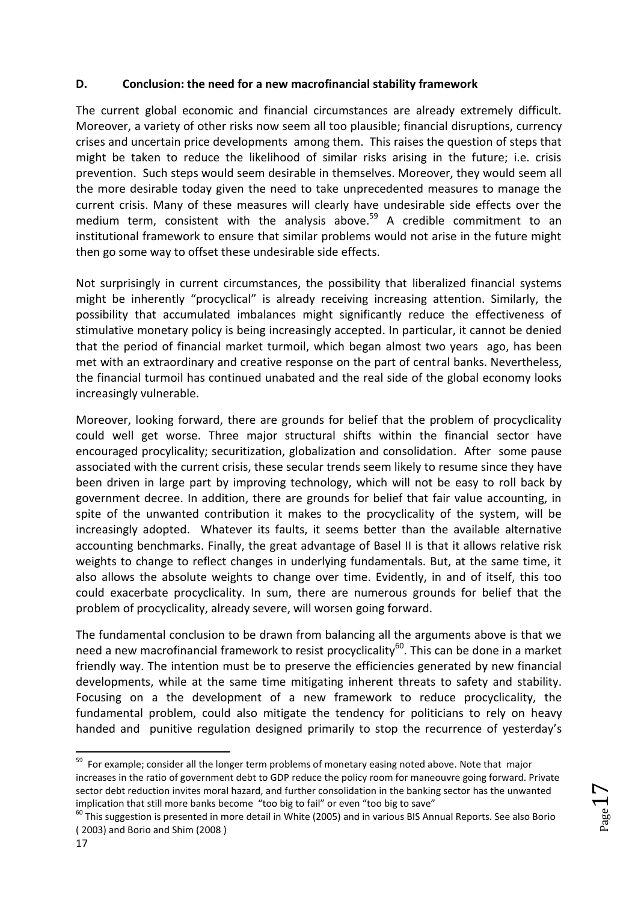**D. Conclusion: the need for a new macrofinancial stability framework**

The current global economic and financial circumstances are already extremely difficult. Moreover, a variety of other risks now seem all too plausible; financial disruptions, currency crises and uncertain price developments among them. This raises the question of steps that might be taken to reduce the likelihood of similar risks arising in the future; i.e. crisis prevention. Such steps would seem desirable in themselves. Moreover, they would seem all the more desirable today given the need to take unprecedented measures to manage the current crisis. Many of these measures will clearly have undesirable side effects over the medium term, consistent with the analysis above.[59] A credible commitment to an institutional framework to ensure that similar problems would not arise in the future might then go some way to offset these undesirable side effects.

Not surprisingly in current circumstances, the possibility that liberalized financial systems might be inherently "procyclical" is already receiving increasing attention. Similarly, the possibility that accumulated imbalances might significantly reduce the effectiveness of stimulative monetary policy is being increasingly accepted. In particular, it cannot be denied that the period of financial market turmoil, which began almost two years ago, has been met with an extraordinary and creative response on the part of central banks. Nevertheless, the financial turmoil has continued unabated and the real side of the global economy looks increasingly vulnerable.

Moreover, looking forward, there are grounds for belief that the problem of procyclicality could well get worse. Three major structural shifts within the financial sector have encouraged procylicality; securitization, globalization and consolidation. After some pause associated with the current crisis, these secular trends seem likely to resume since they have been driven in large part by improving technology, which will not be easy to roll back by government decree. In addition, there are grounds for belief that fair value accounting, in spite of the unwanted contribution it makes to the procyclicality of the system, will be increasingly adopted. Whatever its faults, it seems better than the available alternative accounting benchmarks. Finally, the great advantage of Basel II is that it allows relative risk weights to change to reflect changes in underlying fundamentals. But, at the same time, it also allows the absolute weights to change over time. Evidently, in and of itself, this too could exacerbate procyclicality. In sum, there are numerous grounds for belief that the problem of procyclicality, already severe, will worsen going forward.

The fundamental conclusion to be drawn from balancing all the arguments above is that we need a new macrofinancial framework to resist procyclicality[60]. This can be done in a market friendly way. The intention must be to preserve the efficiencies generated by new financial developments, while at the same time mitigating inherent threats to safety and stability. Focusing on a the development of a new framework to reduce procyclicality, the fundamental problem, could also mitigate the tendency for politicians to rely on heavy handed and punitive regulation designed primarily to stop the recurrence of yesterday's

---

[59] For example; consider all the longer term problems of monetary easing noted above. Note that major increases in the ratio of government debt to GDP reduce the policy room for maneouvre going forward. Private sector debt reduction invites moral hazard, and further consolidation in the banking sector has the unwanted implication that still more banks become "too big to fail" or even "too big to save"

[60] This suggestion is presented in more detail in White (2005) and in various BIS Annual Reports. See also Borio ( 2003) and Borio and Shim (2008 )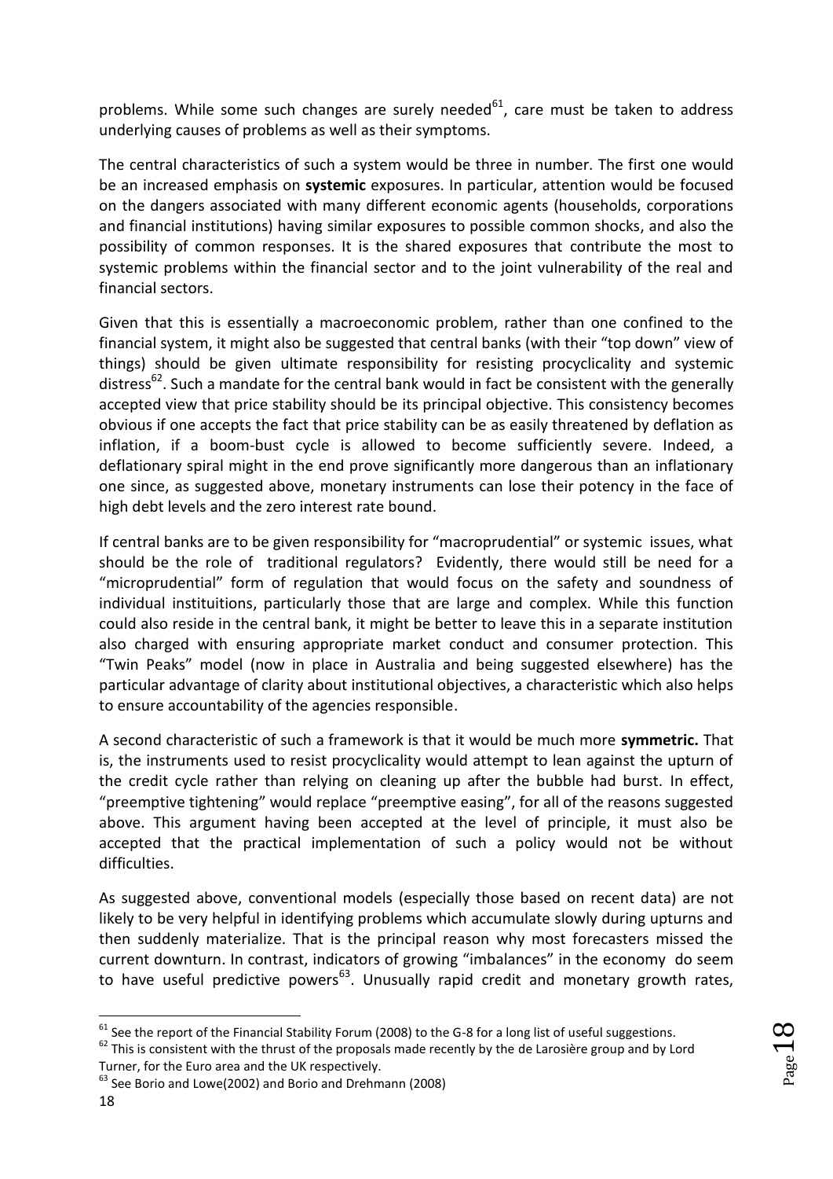problems. While some such changes are surely needed[61], care must be taken to address underlying causes of problems as well as their symptoms.

The central characteristics of such a system would be three in number. The first one would be an increased emphasis on **systemic** exposures. In particular, attention would be focused on the dangers associated with many different economic agents (households, corporations and financial institutions) having similar exposures to possible common shocks, and also the possibility of common responses. It is the shared exposures that contribute the most to systemic problems within the financial sector and to the joint vulnerability of the real and financial sectors.

Given that this is essentially a macroeconomic problem, rather than one confined to the financial system, it might also be suggested that central banks (with their "top down" view of things) should be given ultimate responsibility for resisting procyclicality and systemic distress[62]. Such a mandate for the central bank would in fact be consistent with the generally accepted view that price stability should be its principal objective. This consistency becomes obvious if one accepts the fact that price stability can be as easily threatened by deflation as inflation, if a boom-bust cycle is allowed to become sufficiently severe. Indeed, a deflationary spiral might in the end prove significantly more dangerous than an inflationary one since, as suggested above, monetary instruments can lose their potency in the face of high debt levels and the zero interest rate bound.

If central banks are to be given responsibility for "macroprudential" or systemic issues, what should be the role of traditional regulators? Evidently, there would still be need for a "microprudential" form of regulation that would focus on the safety and soundness of individual instituitions, particularly those that are large and complex. While this function could also reside in the central bank, it might be better to leave this in a separate institution also charged with ensuring appropriate market conduct and consumer protection. This "Twin Peaks" model (now in place in Australia and being suggested elsewhere) has the particular advantage of clarity about institutional objectives, a characteristic which also helps to ensure accountability of the agencies responsible.

A second characteristic of such a framework is that it would be much more **symmetric.** That is, the instruments used to resist procyclicality would attempt to lean against the upturn of the credit cycle rather than relying on cleaning up after the bubble had burst. In effect, "preemptive tightening" would replace "preemptive easing", for all of the reasons suggested above. This argument having been accepted at the level of principle, it must also be accepted that the practical implementation of such a policy would not be without difficulties.

As suggested above, conventional models (especially those based on recent data) are not likely to be very helpful in identifying problems which accumulate slowly during upturns and then suddenly materialize. That is the principal reason why most forecasters missed the current downturn. In contrast, indicators of growing "imbalances" in the economy do seem to have useful predictive powers[63]. Unusually rapid credit and monetary growth rates,

---

[61] See the report of the Financial Stability Forum (2008) to the G-8 for a long list of useful suggestions.

[62] This is consistent with the thrust of the proposals made recently by the de Larosière group and by Lord Turner, for the Euro area and the UK respectively.

[63] See Borio and Lowe(2002) and Borio and Drehmann (2008)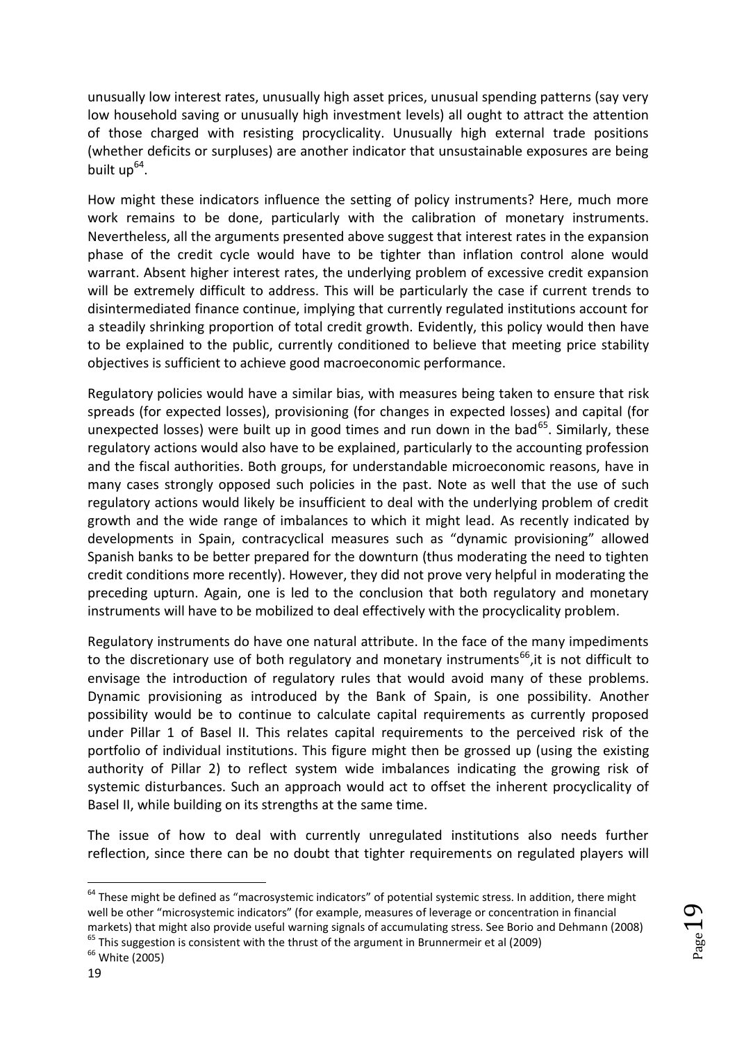unusually low interest rates, unusually high asset prices, unusual spending patterns (say very low household saving or unusually high investment levels) all ought to attract the attention of those charged with resisting procyclicality. Unusually high external trade positions (whether deficits or surpluses) are another indicator that unsustainable exposures are being built up[64].

How might these indicators influence the setting of policy instruments? Here, much more work remains to be done, particularly with the calibration of monetary instruments. Nevertheless, all the arguments presented above suggest that interest rates in the expansion phase of the credit cycle would have to be tighter than inflation control alone would warrant. Absent higher interest rates, the underlying problem of excessive credit expansion will be extremely difficult to address. This will be particularly the case if current trends to disintermediated finance continue, implying that currently regulated institutions account for a steadily shrinking proportion of total credit growth. Evidently, this policy would then have to be explained to the public, currently conditioned to believe that meeting price stability objectives is sufficient to achieve good macroeconomic performance.

Regulatory policies would have a similar bias, with measures being taken to ensure that risk spreads (for expected losses), provisioning (for changes in expected losses) and capital (for unexpected losses) were built up in good times and run down in the bad[65]. Similarly, these regulatory actions would also have to be explained, particularly to the accounting profession and the fiscal authorities. Both groups, for understandable microeconomic reasons, have in many cases strongly opposed such policies in the past. Note as well that the use of such regulatory actions would likely be insufficient to deal with the underlying problem of credit growth and the wide range of imbalances to which it might lead. As recently indicated by developments in Spain, contracyclical measures such as "dynamic provisioning" allowed Spanish banks to be better prepared for the downturn (thus moderating the need to tighten credit conditions more recently). However, they did not prove very helpful in moderating the preceding upturn. Again, one is led to the conclusion that both regulatory and monetary instruments will have to be mobilized to deal effectively with the procyclicality problem.

Regulatory instruments do have one natural attribute. In the face of the many impediments to the discretionary use of both regulatory and monetary instruments[66],it is not difficult to envisage the introduction of regulatory rules that would avoid many of these problems. Dynamic provisioning as introduced by the Bank of Spain, is one possibility. Another possibility would be to continue to calculate capital requirements as currently proposed under Pillar 1 of Basel II. This relates capital requirements to the perceived risk of the portfolio of individual institutions. This figure might then be grossed up (using the existing authority of Pillar 2) to reflect system wide imbalances indicating the growing risk of systemic disturbances. Such an approach would act to offset the inherent procyclicality of Basel II, while building on its strengths at the same time.

The issue of how to deal with currently unregulated institutions also needs further reflection, since there can be no doubt that tighter requirements on regulated players will

---

[64] These might be defined as "macrosystemic indicators" of potential systemic stress. In addition, there might well be other "microsystemic indicators" (for example, measures of leverage or concentration in financial markets) that might also provide useful warning signals of accumulating stress. See Borio and Dehmann (2008)

[65] This suggestion is consistent with the thrust of the argument in Brunnermeir et al (2009)

[66] White (2005)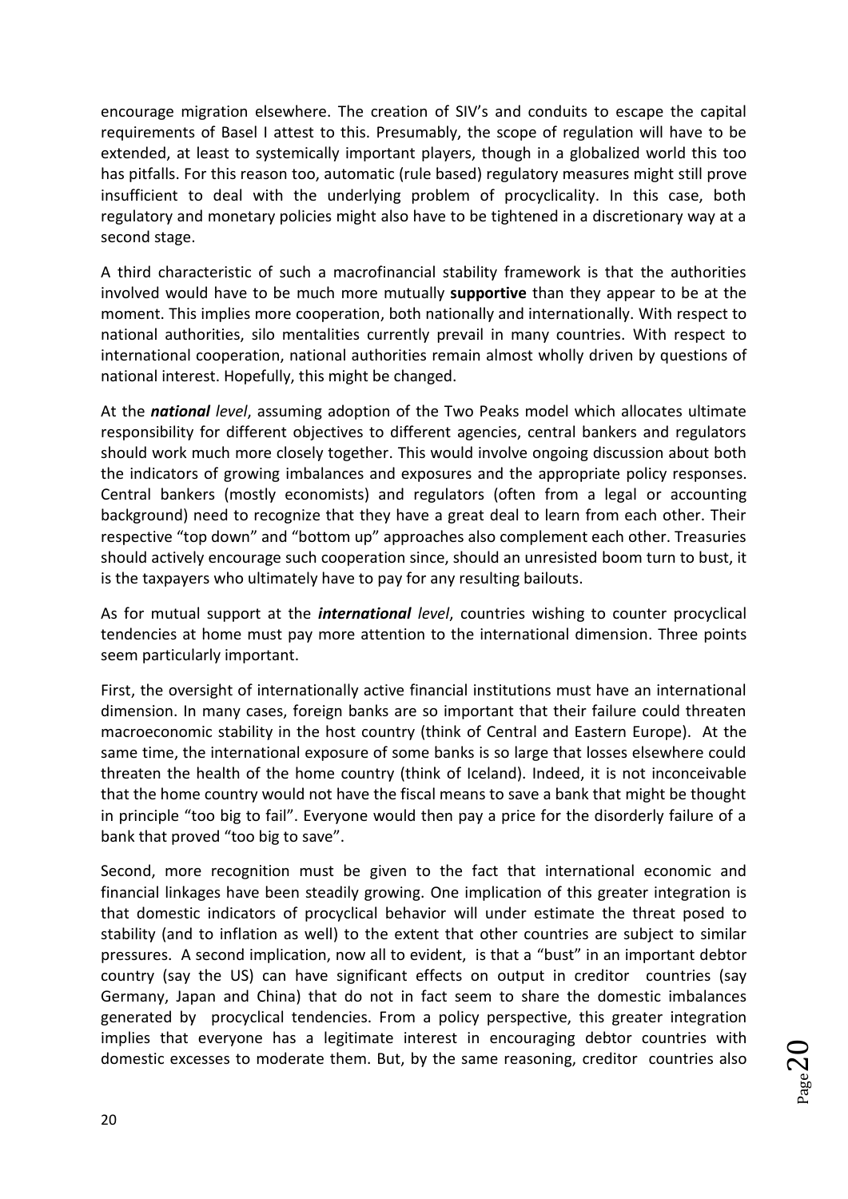encourage migration elsewhere. The creation of SIV's and conduits to escape the capital requirements of Basel I attest to this. Presumably, the scope of regulation will have to be extended, at least to systemically important players, though in a globalized world this too has pitfalls. For this reason too, automatic (rule based) regulatory measures might still prove insufficient to deal with the underlying problem of procyclicality. In this case, both regulatory and monetary policies might also have to be tightened in a discretionary way at a second stage.

A third characteristic of such a macrofinancial stability framework is that the authorities involved would have to be much more mutually **supportive** than they appear to be at the moment. This implies more cooperation, both nationally and internationally. With respect to national authorities, silo mentalities currently prevail in many countries. With respect to international cooperation, national authorities remain almost wholly driven by questions of national interest. Hopefully, this might be changed.

At the ***national*** *level*, assuming adoption of the Two Peaks model which allocates ultimate responsibility for different objectives to different agencies, central bankers and regulators should work much more closely together. This would involve ongoing discussion about both the indicators of growing imbalances and exposures and the appropriate policy responses. Central bankers (mostly economists) and regulators (often from a legal or accounting background) need to recognize that they have a great deal to learn from each other. Their respective "top down" and "bottom up" approaches also complement each other. Treasuries should actively encourage such cooperation since, should an unresisted boom turn to bust, it is the taxpayers who ultimately have to pay for any resulting bailouts.

As for mutual support at the ***international*** *level*, countries wishing to counter procyclical tendencies at home must pay more attention to the international dimension. Three points seem particularly important.

First, the oversight of internationally active financial institutions must have an international dimension. In many cases, foreign banks are so important that their failure could threaten macroeconomic stability in the host country (think of Central and Eastern Europe). At the same time, the international exposure of some banks is so large that losses elsewhere could threaten the health of the home country (think of Iceland). Indeed, it is not inconceivable that the home country would not have the fiscal means to save a bank that might be thought in principle "too big to fail". Everyone would then pay a price for the disorderly failure of a bank that proved "too big to save".

Second, more recognition must be given to the fact that international economic and financial linkages have been steadily growing. One implication of this greater integration is that domestic indicators of procyclical behavior will under estimate the threat posed to stability (and to inflation as well) to the extent that other countries are subject to similar pressures. A second implication, now all to evident, is that a "bust" in an important debtor country (say the US) can have significant effects on output in creditor countries (say Germany, Japan and China) that do not in fact seem to share the domestic imbalances generated by procyclical tendencies. From a policy perspective, this greater integration implies that everyone has a legitimate interest in encouraging debtor countries with domestic excesses to moderate them. But, by the same reasoning, creditor countries also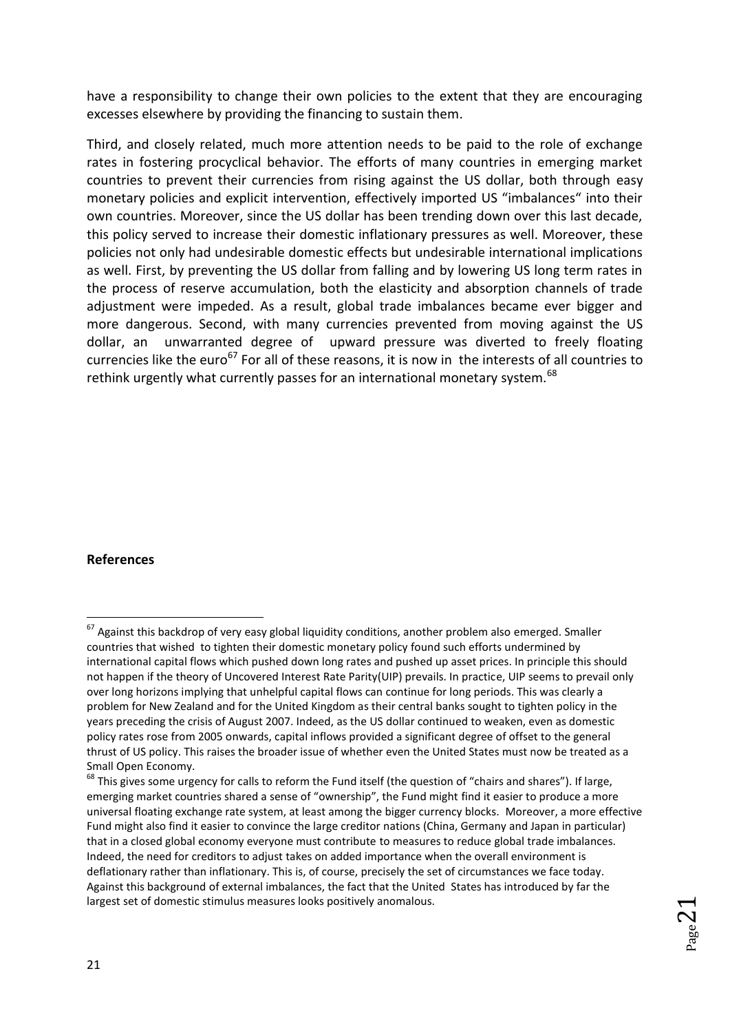have a responsibility to change their own policies to the extent that they are encouraging excesses elsewhere by providing the financing to sustain them.

Third, and closely related, much more attention needs to be paid to the role of exchange rates in fostering procyclical behavior. The efforts of many countries in emerging market countries to prevent their currencies from rising against the US dollar, both through easy monetary policies and explicit intervention, effectively imported US "imbalances" into their own countries. Moreover, since the US dollar has been trending down over this last decade, this policy served to increase their domestic inflationary pressures as well. Moreover, these policies not only had undesirable domestic effects but undesirable international implications as well. First, by preventing the US dollar from falling and by lowering US long term rates in the process of reserve accumulation, both the elasticity and absorption channels of trade adjustment were impeded. As a result, global trade imbalances became ever bigger and more dangerous. Second, with many currencies prevented from moving against the US dollar, an unwarranted degree of upward pressure was diverted to freely floating currencies like the euro[67] For all of these reasons, it is now in the interests of all countries to rethink urgently what currently passes for an international monetary system.[68]

**References**

[67] Against this backdrop of very easy global liquidity conditions, another problem also emerged. Smaller countries that wished to tighten their domestic monetary policy found such efforts undermined by international capital flows which pushed down long rates and pushed up asset prices. In principle this should not happen if the theory of Uncovered Interest Rate Parity(UIP) prevails. In practice, UIP seems to prevail only over long horizons implying that unhelpful capital flows can continue for long periods. This was clearly a problem for New Zealand and for the United Kingdom as their central banks sought to tighten policy in the years preceding the crisis of August 2007. Indeed, as the US dollar continued to weaken, even as domestic policy rates rose from 2005 onwards, capital inflows provided a significant degree of offset to the general thrust of US policy. This raises the broader issue of whether even the United States must now be treated as a Small Open Economy.

[68] This gives some urgency for calls to reform the Fund itself (the question of "chairs and shares"). If large, emerging market countries shared a sense of "ownership", the Fund might find it easier to produce a more universal floating exchange rate system, at least among the bigger currency blocks. Moreover, a more effective Fund might also find it easier to convince the large creditor nations (China, Germany and Japan in particular) that in a closed global economy everyone must contribute to measures to reduce global trade imbalances. Indeed, the need for creditors to adjust takes on added importance when the overall environment is deflationary rather than inflationary. This is, of course, precisely the set of circumstances we face today. Against this background of external imbalances, the fact that the United States has introduced by far the largest set of domestic stimulus measures looks positively anomalous.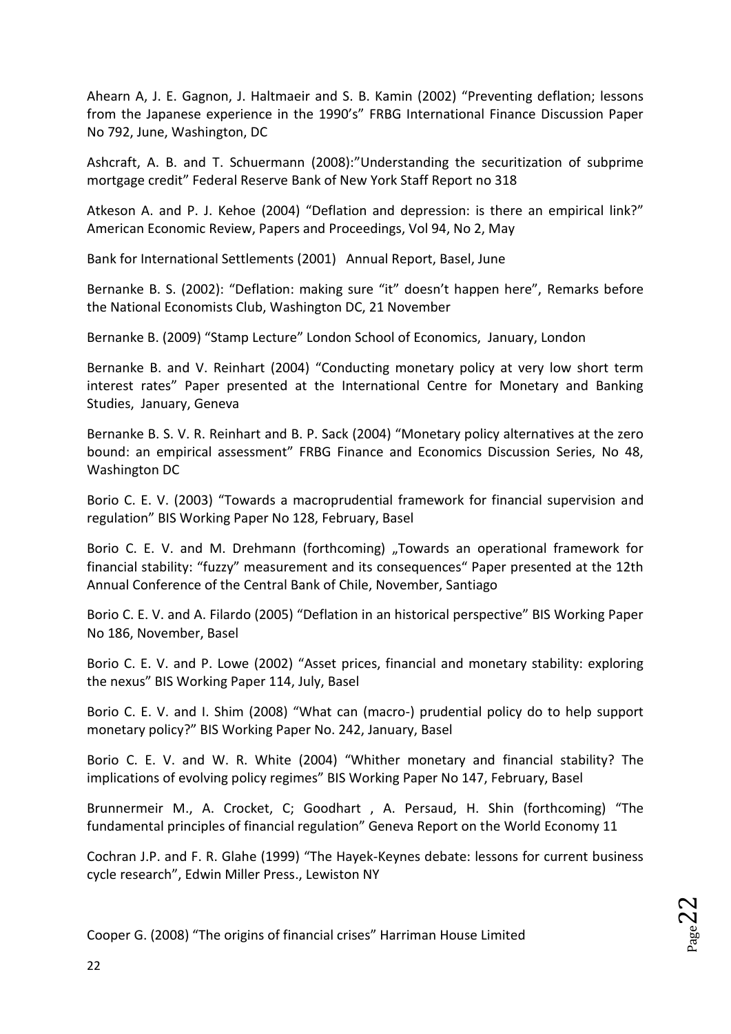Ahearn A, J. E. Gagnon, J. Haltmaeir and S. B. Kamin (2002) "Preventing deflation; lessons from the Japanese experience in the 1990's" FRBG International Finance Discussion Paper No 792, June, Washington, DC

Ashcraft, A. B. and T. Schuermann (2008):"Understanding the securitization of subprime mortgage credit" Federal Reserve Bank of New York Staff Report no 318

Atkeson A. and P. J. Kehoe (2004) "Deflation and depression: is there an empirical link?" American Economic Review, Papers and Proceedings, Vol 94, No 2, May

Bank for International Settlements (2001) Annual Report, Basel, June

Bernanke B. S. (2002): "Deflation: making sure "it" doesn't happen here", Remarks before the National Economists Club, Washington DC, 21 November

Bernanke B. (2009) "Stamp Lecture" London School of Economics, January, London

Bernanke B. and V. Reinhart (2004) "Conducting monetary policy at very low short term interest rates" Paper presented at the International Centre for Monetary and Banking Studies, January, Geneva

Bernanke B. S. V. R. Reinhart and B. P. Sack (2004) "Monetary policy alternatives at the zero bound: an empirical assessment" FRBG Finance and Economics Discussion Series, No 48, Washington DC

Borio C. E. V. (2003) "Towards a macroprudential framework for financial supervision and regulation" BIS Working Paper No 128, February, Basel

Borio C. E. V. and M. Drehmann (forthcoming) „Towards an operational framework for financial stability: "fuzzy" measurement and its consequences" Paper presented at the 12th Annual Conference of the Central Bank of Chile, November, Santiago

Borio C. E. V. and A. Filardo (2005) "Deflation in an historical perspective" BIS Working Paper No 186, November, Basel

Borio C. E. V. and P. Lowe (2002) "Asset prices, financial and monetary stability: exploring the nexus" BIS Working Paper 114, July, Basel

Borio C. E. V. and I. Shim (2008) "What can (macro-) prudential policy do to help support monetary policy?" BIS Working Paper No. 242, January, Basel

Borio C. E. V. and W. R. White (2004) "Whither monetary and financial stability? The implications of evolving policy regimes" BIS Working Paper No 147, February, Basel

Brunnermeir M., A. Crocket, C; Goodhart , A. Persaud, H. Shin (forthcoming) "The fundamental principles of financial regulation" Geneva Report on the World Economy 11

Cochran J.P. and F. R. Glahe (1999) "The Hayek-Keynes debate: lessons for current business cycle research", Edwin Miller Press., Lewiston NY

Cooper G. (2008) "The origins of financial crises" Harriman House Limited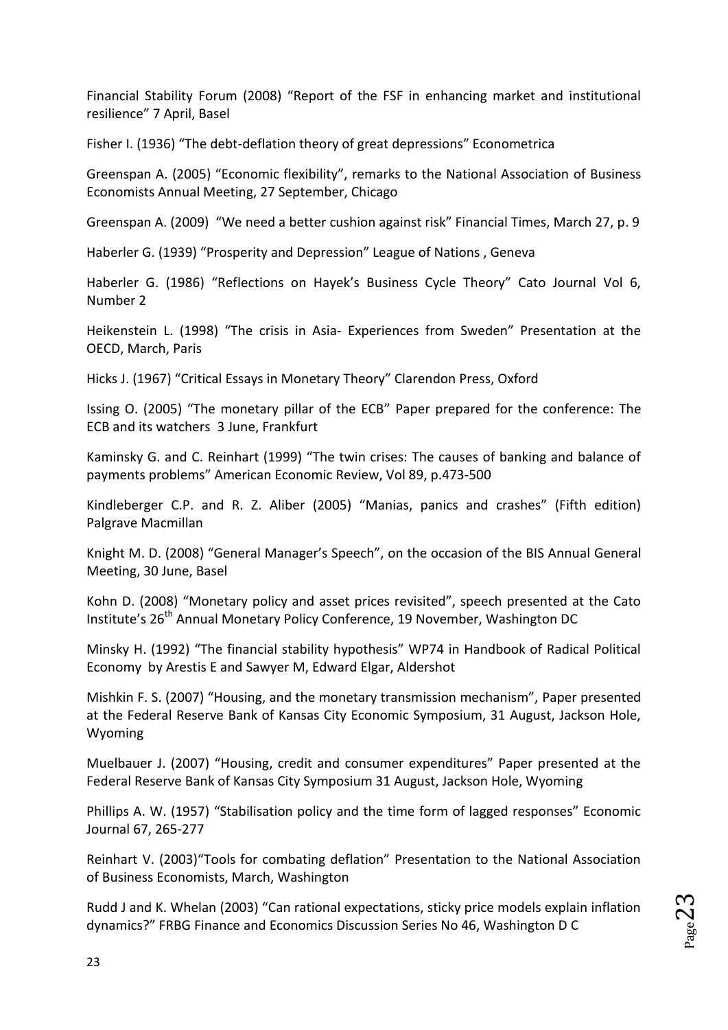Financial Stability Forum (2008) "Report of the FSF in enhancing market and institutional resilience" 7 April, Basel

Fisher I. (1936) "The debt-deflation theory of great depressions" Econometrica

Greenspan A. (2005) "Economic flexibility", remarks to the National Association of Business Economists Annual Meeting, 27 September, Chicago

Greenspan A. (2009) "We need a better cushion against risk" Financial Times, March 27, p. 9

Haberler G. (1939) "Prosperity and Depression" League of Nations , Geneva

Haberler G. (1986) "Reflections on Hayek's Business Cycle Theory" Cato Journal Vol 6, Number 2

Heikenstein L. (1998) "The crisis in Asia- Experiences from Sweden" Presentation at the OECD, March, Paris

Hicks J. (1967) "Critical Essays in Monetary Theory" Clarendon Press, Oxford

Issing O. (2005) "The monetary pillar of the ECB" Paper prepared for the conference: The ECB and its watchers 3 June, Frankfurt

Kaminsky G. and C. Reinhart (1999) "The twin crises: The causes of banking and balance of payments problems" American Economic Review, Vol 89, p.473-500

Kindleberger C.P. and R. Z. Aliber (2005) "Manias, panics and crashes" (Fifth edition) Palgrave Macmillan

Knight M. D. (2008) "General Manager's Speech", on the occasion of the BIS Annual General Meeting, 30 June, Basel

Kohn D. (2008) "Monetary policy and asset prices revisited", speech presented at the Cato Institute's 26th Annual Monetary Policy Conference, 19 November, Washington DC

Minsky H. (1992) "The financial stability hypothesis" WP74 in Handbook of Radical Political Economy by Arestis E and Sawyer M, Edward Elgar, Aldershot

Mishkin F. S. (2007) "Housing, and the monetary transmission mechanism", Paper presented at the Federal Reserve Bank of Kansas City Economic Symposium, 31 August, Jackson Hole, Wyoming

Muelbauer J. (2007) "Housing, credit and consumer expenditures" Paper presented at the Federal Reserve Bank of Kansas City Symposium 31 August, Jackson Hole, Wyoming

Phillips A. W. (1957) "Stabilisation policy and the time form of lagged responses" Economic Journal 67, 265-277

Reinhart V. (2003)"Tools for combating deflation" Presentation to the National Association of Business Economists, March, Washington

Rudd J and K. Whelan (2003) "Can rational expectations, sticky price models explain inflation dynamics?" FRBG Finance and Economics Discussion Series No 46, Washington D C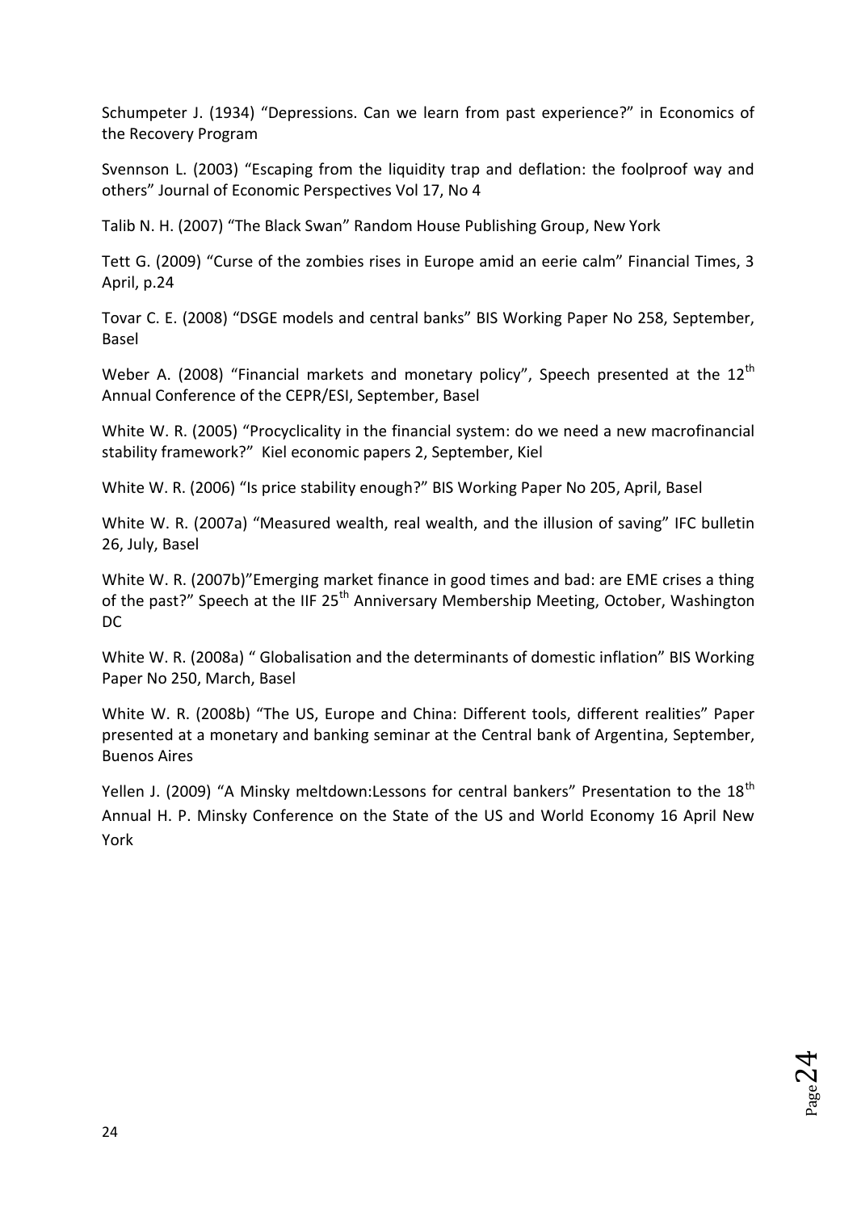Schumpeter J. (1934) "Depressions. Can we learn from past experience?" in Economics of the Recovery Program

Svennson L. (2003) "Escaping from the liquidity trap and deflation: the foolproof way and others" Journal of Economic Perspectives Vol 17, No 4

Talib N. H. (2007) "The Black Swan" Random House Publishing Group, New York

Tett G. (2009) "Curse of the zombies rises in Europe amid an eerie calm" Financial Times, 3 April, p.24

Tovar C. E. (2008) "DSGE models and central banks" BIS Working Paper No 258, September, Basel

Weber A. (2008) "Financial markets and monetary policy", Speech presented at the 12th Annual Conference of the CEPR/ESI, September, Basel

White W. R. (2005) "Procyclicality in the financial system: do we need a new macrofinancial stability framework?" Kiel economic papers 2, September, Kiel

White W. R. (2006) "Is price stability enough?" BIS Working Paper No 205, April, Basel

White W. R. (2007a) "Measured wealth, real wealth, and the illusion of saving" IFC bulletin 26, July, Basel

White W. R. (2007b)"Emerging market finance in good times and bad: are EME crises a thing of the past?" Speech at the IIF 25th Anniversary Membership Meeting, October, Washington DC

White W. R. (2008a) " Globalisation and the determinants of domestic inflation" BIS Working Paper No 250, March, Basel

White W. R. (2008b) "The US, Europe and China: Different tools, different realities" Paper presented at a monetary and banking seminar at the Central bank of Argentina, September, Buenos Aires

Yellen J. (2009) "A Minsky meltdown:Lessons for central bankers" Presentation to the 18th Annual H. P. Minsky Conference on the State of the US and World Economy 16 April New York